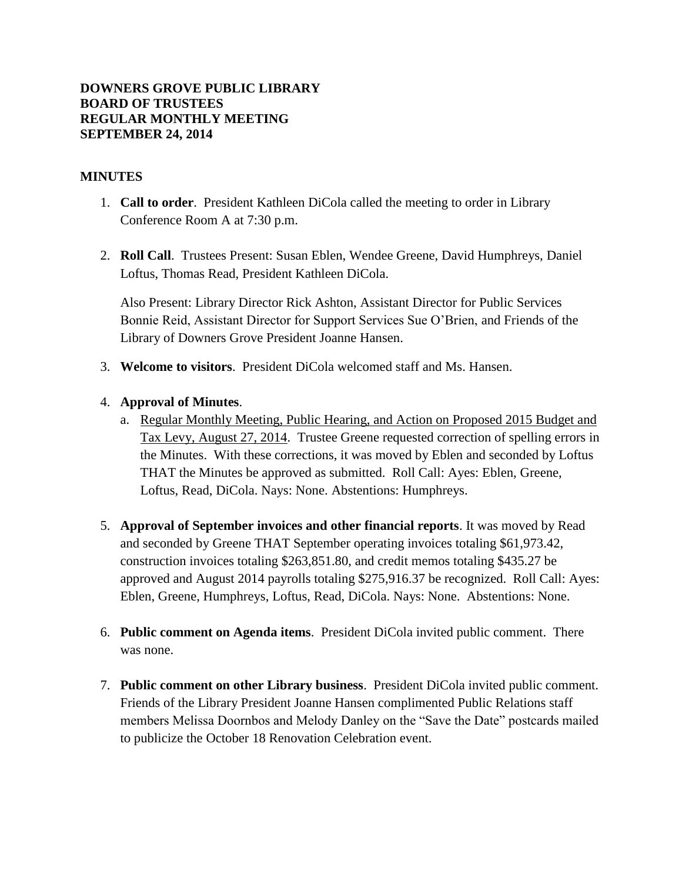**DOWNERS GROVE PUBLIC LIBRARY**
**BOARD OF TRUSTEES**
**REGULAR MONTHLY MEETING**
**SEPTEMBER 24, 2014**

**MINUTES**

1. **Call to order**. President Kathleen DiCola called the meeting to order in Library Conference Room A at 7:30 p.m.

2. **Roll Call**. Trustees Present: Susan Eblen, Wendee Greene, David Humphreys, Daniel Loftus, Thomas Read, President Kathleen DiCola.

   Also Present: Library Director Rick Ashton, Assistant Director for Public Services Bonnie Reid, Assistant Director for Support Services Sue O'Brien, and Friends of the Library of Downers Grove President Joanne Hansen.

3. **Welcome to visitors**. President DiCola welcomed staff and Ms. Hansen.

4. **Approval of Minutes**.
   a. Regular Monthly Meeting, Public Hearing, and Action on Proposed 2015 Budget and Tax Levy, August 27, 2014. Trustee Greene requested correction of spelling errors in the Minutes. With these corrections, it was moved by Eblen and seconded by Loftus THAT the Minutes be approved as submitted. Roll Call: Ayes: Eblen, Greene, Loftus, Read, DiCola. Nays: None. Abstentions: Humphreys.

5. **Approval of September invoices and other financial reports**. It was moved by Read and seconded by Greene THAT September operating invoices totaling $61,973.42, construction invoices totaling $263,851.80, and credit memos totaling $435.27 be approved and August 2014 payrolls totaling $275,916.37 be recognized. Roll Call: Ayes: Eblen, Greene, Humphreys, Loftus, Read, DiCola. Nays: None. Abstentions: None.

6. **Public comment on Agenda items**. President DiCola invited public comment. There was none.

7. **Public comment on other Library business**. President DiCola invited public comment. Friends of the Library President Joanne Hansen complimented Public Relations staff members Melissa Doornbos and Melody Danley on the "Save the Date" postcards mailed to publicize the October 18 Renovation Celebration event.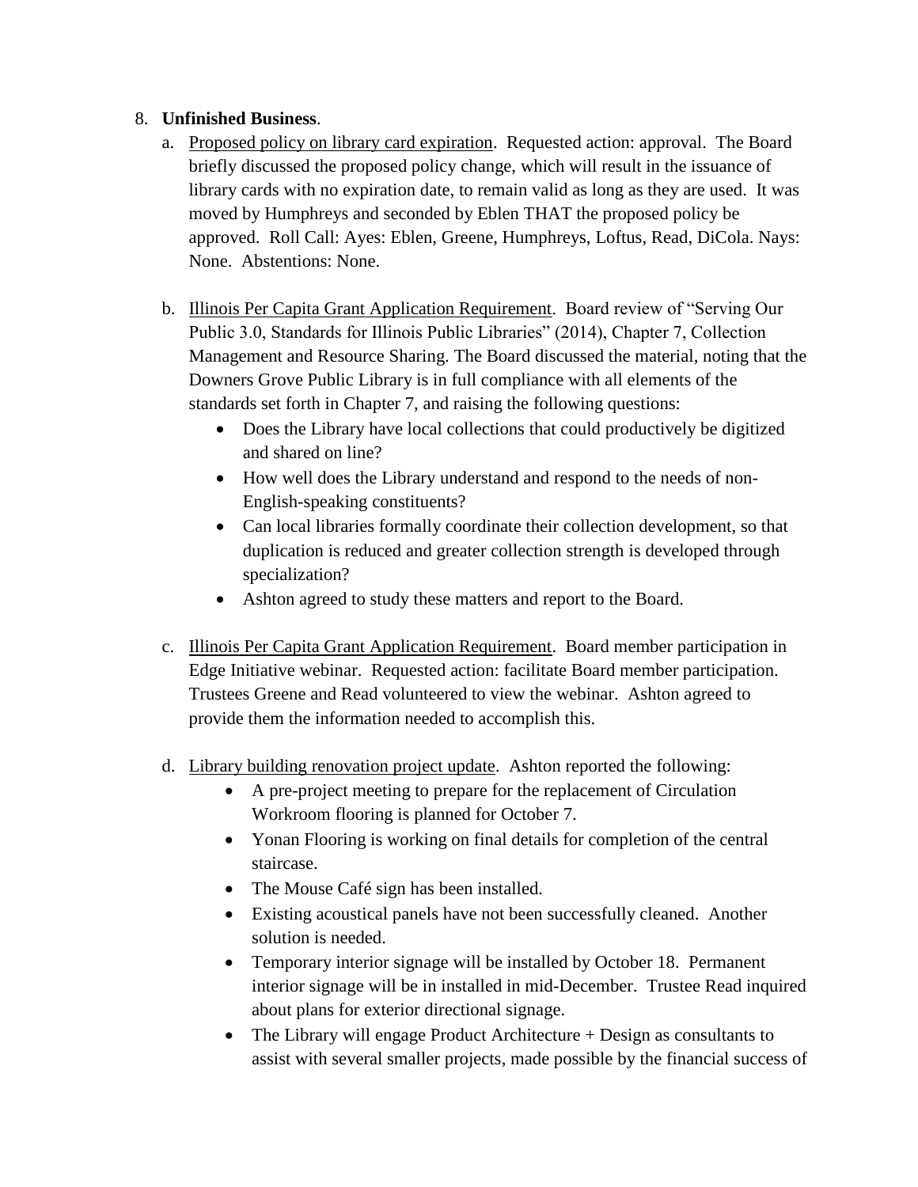8. **Unfinished Business**.
   a. Proposed policy on library card expiration. Requested action: approval. The Board briefly discussed the proposed policy change, which will result in the issuance of library cards with no expiration date, to remain valid as long as they are used. It was moved by Humphreys and seconded by Eblen THAT the proposed policy be approved. Roll Call: Ayes: Eblen, Greene, Humphreys, Loftus, Read, DiCola. Nays: None. Abstentions: None.

   b. Illinois Per Capita Grant Application Requirement. Board review of "Serving Our Public 3.0, Standards for Illinois Public Libraries" (2014), Chapter 7, Collection Management and Resource Sharing. The Board discussed the material, noting that the Downers Grove Public Library is in full compliance with all elements of the standards set forth in Chapter 7, and raising the following questions:
      - Does the Library have local collections that could productively be digitized and shared on line?
      - How well does the Library understand and respond to the needs of non-English-speaking constituents?
      - Can local libraries formally coordinate their collection development, so that duplication is reduced and greater collection strength is developed through specialization?
      - Ashton agreed to study these matters and report to the Board.

   c. Illinois Per Capita Grant Application Requirement. Board member participation in Edge Initiative webinar. Requested action: facilitate Board member participation. Trustees Greene and Read volunteered to view the webinar. Ashton agreed to provide them the information needed to accomplish this.

   d. Library building renovation project update. Ashton reported the following:
      - A pre-project meeting to prepare for the replacement of Circulation Workroom flooring is planned for October 7.
      - Yonan Flooring is working on final details for completion of the central staircase.
      - The Mouse Café sign has been installed.
      - Existing acoustical panels have not been successfully cleaned. Another solution is needed.
      - Temporary interior signage will be installed by October 18. Permanent interior signage will be in installed in mid-December. Trustee Read inquired about plans for exterior directional signage.
      - The Library will engage Product Architecture + Design as consultants to assist with several smaller projects, made possible by the financial success of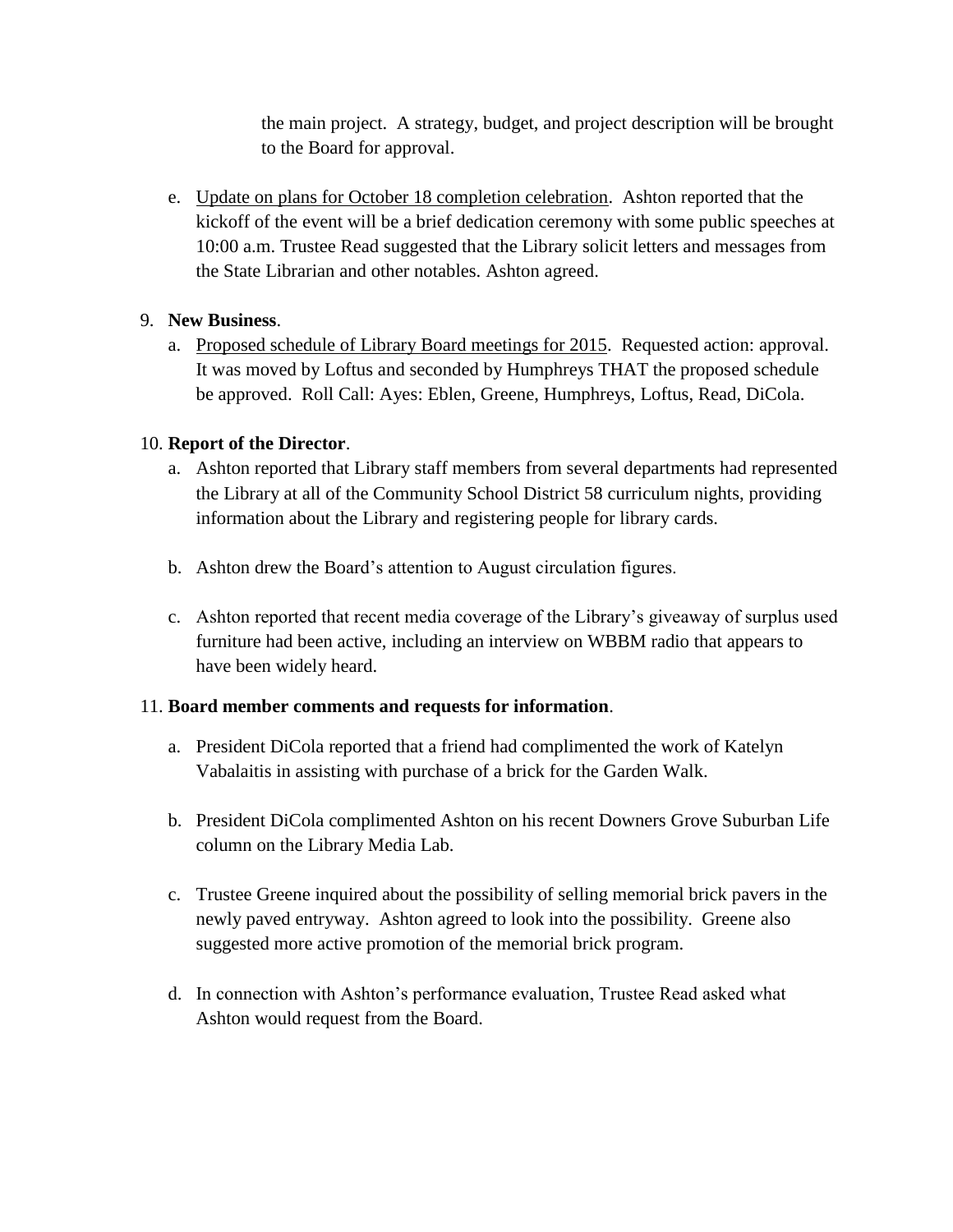the main project. A strategy, budget, and project description will be brought to the Board for approval.

e. <u>Update on plans for October 18 completion celebration</u>. Ashton reported that the kickoff of the event will be a brief dedication ceremony with some public speeches at 10:00 a.m. Trustee Read suggested that the Library solicit letters and messages from the State Librarian and other notables. Ashton agreed.

9. **New Business**.
   a. <u>Proposed schedule of Library Board meetings for 2015</u>. Requested action: approval. It was moved by Loftus and seconded by Humphreys THAT the proposed schedule be approved. Roll Call: Ayes: Eblen, Greene, Humphreys, Loftus, Read, DiCola.

10. **Report of the Director**.
    a. Ashton reported that Library staff members from several departments had represented the Library at all of the Community School District 58 curriculum nights, providing information about the Library and registering people for library cards.

    b. Ashton drew the Board's attention to August circulation figures.

    c. Ashton reported that recent media coverage of the Library's giveaway of surplus used furniture had been active, including an interview on WBBM radio that appears to have been widely heard.

11. **Board member comments and requests for information**.

    a. President DiCola reported that a friend had complimented the work of Katelyn Vabalaitis in assisting with purchase of a brick for the Garden Walk.

    b. President DiCola complimented Ashton on his recent Downers Grove Suburban Life column on the Library Media Lab.

    c. Trustee Greene inquired about the possibility of selling memorial brick pavers in the newly paved entryway. Ashton agreed to look into the possibility. Greene also suggested more active promotion of the memorial brick program.

    d. In connection with Ashton's performance evaluation, Trustee Read asked what Ashton would request from the Board.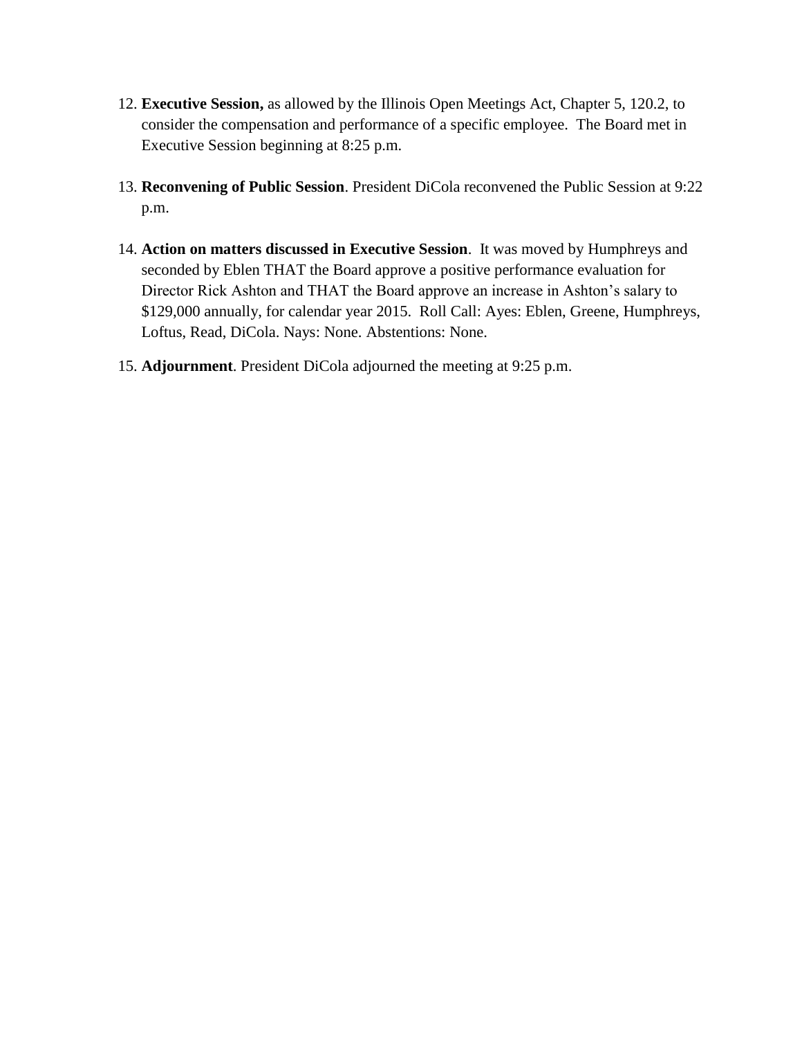12. **Executive Session,** as allowed by the Illinois Open Meetings Act, Chapter 5, 120.2, to consider the compensation and performance of a specific employee. The Board met in Executive Session beginning at 8:25 p.m.

13. **Reconvening of Public Session**. President DiCola reconvened the Public Session at 9:22 p.m.

14. **Action on matters discussed in Executive Session**. It was moved by Humphreys and seconded by Eblen THAT the Board approve a positive performance evaluation for Director Rick Ashton and THAT the Board approve an increase in Ashton's salary to $129,000 annually, for calendar year 2015. Roll Call: Ayes: Eblen, Greene, Humphreys, Loftus, Read, DiCola. Nays: None. Abstentions: None.

15. **Adjournment**. President DiCola adjourned the meeting at 9:25 p.m.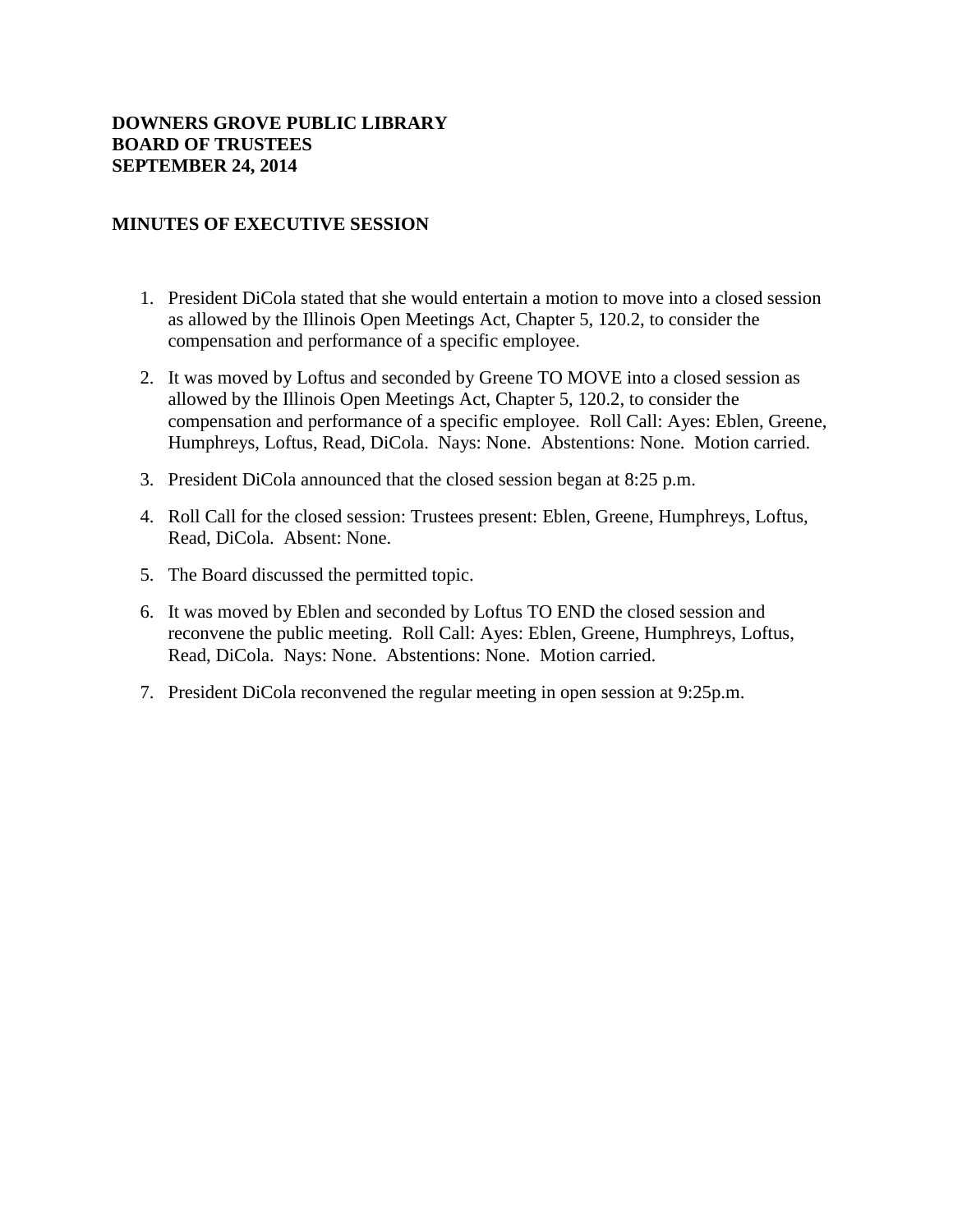**DOWNERS GROVE PUBLIC LIBRARY**
**BOARD OF TRUSTEES**
**SEPTEMBER 24, 2014**

**MINUTES OF EXECUTIVE SESSION**

1. President DiCola stated that she would entertain a motion to move into a closed session as allowed by the Illinois Open Meetings Act, Chapter 5, 120.2, to consider the compensation and performance of a specific employee.

2. It was moved by Loftus and seconded by Greene TO MOVE into a closed session as allowed by the Illinois Open Meetings Act, Chapter 5, 120.2, to consider the compensation and performance of a specific employee. Roll Call: Ayes: Eblen, Greene, Humphreys, Loftus, Read, DiCola. Nays: None. Abstentions: None. Motion carried.

3. President DiCola announced that the closed session began at 8:25 p.m.

4. Roll Call for the closed session: Trustees present: Eblen, Greene, Humphreys, Loftus, Read, DiCola. Absent: None.

5. The Board discussed the permitted topic.

6. It was moved by Eblen and seconded by Loftus TO END the closed session and reconvene the public meeting. Roll Call: Ayes: Eblen, Greene, Humphreys, Loftus, Read, DiCola. Nays: None. Abstentions: None. Motion carried.

7. President DiCola reconvened the regular meeting in open session at 9:25p.m.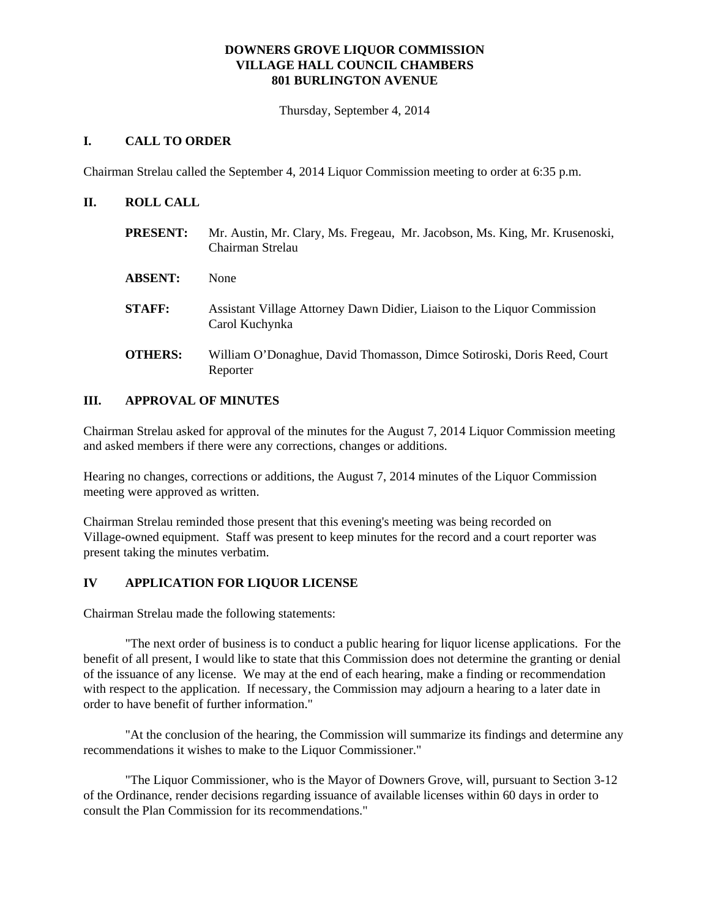**DOWNERS GROVE LIQUOR COMMISSION**
**VILLAGE HALL COUNCIL CHAMBERS**
**801 BURLINGTON AVENUE**

Thursday, September 4, 2014

## I. CALL TO ORDER

Chairman Strelau called the September 4, 2014 Liquor Commission meeting to order at 6:35 p.m.

## II. ROLL CALL

**PRESENT:** Mr. Austin, Mr. Clary, Ms. Fregeau, Mr. Jacobson, Ms. King, Mr. Krusenoski, Chairman Strelau

**ABSENT:** None

**STAFF:** Assistant Village Attorney Dawn Didier, Liaison to the Liquor Commission Carol Kuchynka

**OTHERS:** William O'Donaghue, David Thomasson, Dimce Sotiroski, Doris Reed, Court Reporter

## III. APPROVAL OF MINUTES

Chairman Strelau asked for approval of the minutes for the August 7, 2014 Liquor Commission meeting and asked members if there were any corrections, changes or additions.

Hearing no changes, corrections or additions, the August 7, 2014 minutes of the Liquor Commission meeting were approved as written.

Chairman Strelau reminded those present that this evening's meeting was being recorded on Village-owned equipment. Staff was present to keep minutes for the record and a court reporter was present taking the minutes verbatim.

## IV APPLICATION FOR LIQUOR LICENSE

Chairman Strelau made the following statements:

"The next order of business is to conduct a public hearing for liquor license applications. For the benefit of all present, I would like to state that this Commission does not determine the granting or denial of the issuance of any license. We may at the end of each hearing, make a finding or recommendation with respect to the application. If necessary, the Commission may adjourn a hearing to a later date in order to have benefit of further information."

"At the conclusion of the hearing, the Commission will summarize its findings and determine any recommendations it wishes to make to the Liquor Commissioner."

"The Liquor Commissioner, who is the Mayor of Downers Grove, will, pursuant to Section 3-12 of the Ordinance, render decisions regarding issuance of available licenses within 60 days in order to consult the Plan Commission for its recommendations."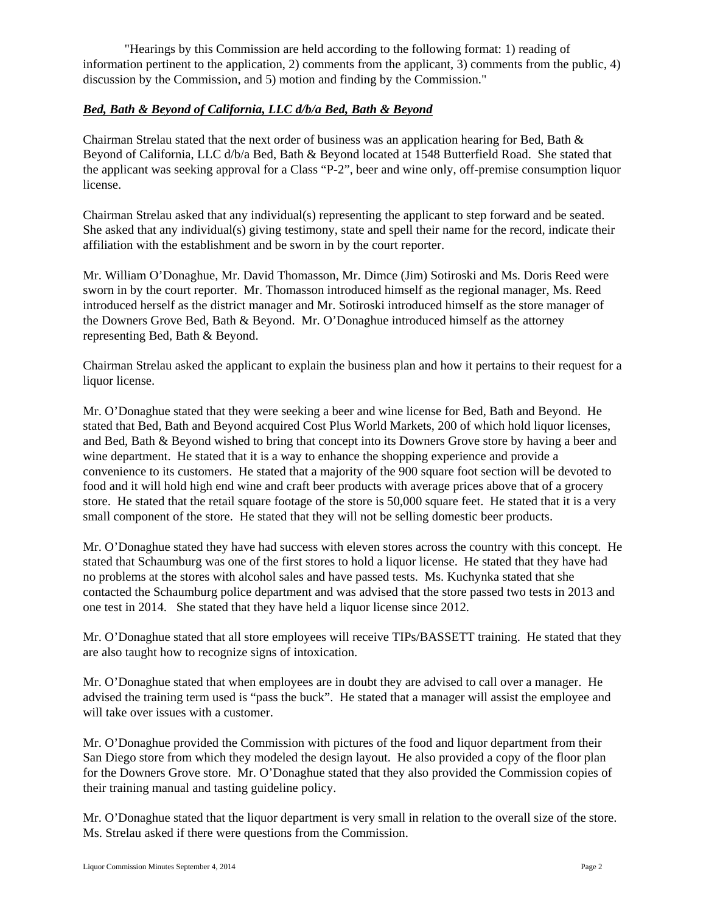"Hearings by this Commission are held according to the following format: 1) reading of information pertinent to the application, 2) comments from the applicant, 3) comments from the public, 4) discussion by the Commission, and 5) motion and finding by the Commission."

***Bed, Bath & Beyond of California, LLC d/b/a Bed, Bath & Beyond***

Chairman Strelau stated that the next order of business was an application hearing for Bed, Bath & Beyond of California, LLC d/b/a Bed, Bath & Beyond located at 1548 Butterfield Road. She stated that the applicant was seeking approval for a Class "P-2", beer and wine only, off-premise consumption liquor license.

Chairman Strelau asked that any individual(s) representing the applicant to step forward and be seated. She asked that any individual(s) giving testimony, state and spell their name for the record, indicate their affiliation with the establishment and be sworn in by the court reporter.

Mr. William O'Donaghue, Mr. David Thomasson, Mr. Dimce (Jim) Sotiroski and Ms. Doris Reed were sworn in by the court reporter. Mr. Thomasson introduced himself as the regional manager, Ms. Reed introduced herself as the district manager and Mr. Sotiroski introduced himself as the store manager of the Downers Grove Bed, Bath & Beyond. Mr. O'Donaghue introduced himself as the attorney representing Bed, Bath & Beyond.

Chairman Strelau asked the applicant to explain the business plan and how it pertains to their request for a liquor license.

Mr. O'Donaghue stated that they were seeking a beer and wine license for Bed, Bath and Beyond. He stated that Bed, Bath and Beyond acquired Cost Plus World Markets, 200 of which hold liquor licenses, and Bed, Bath & Beyond wished to bring that concept into its Downers Grove store by having a beer and wine department. He stated that it is a way to enhance the shopping experience and provide a convenience to its customers. He stated that a majority of the 900 square foot section will be devoted to food and it will hold high end wine and craft beer products with average prices above that of a grocery store. He stated that the retail square footage of the store is 50,000 square feet. He stated that it is a very small component of the store. He stated that they will not be selling domestic beer products.

Mr. O'Donaghue stated they have had success with eleven stores across the country with this concept. He stated that Schaumburg was one of the first stores to hold a liquor license. He stated that they have had no problems at the stores with alcohol sales and have passed tests. Ms. Kuchynka stated that she contacted the Schaumburg police department and was advised that the store passed two tests in 2013 and one test in 2014. She stated that they have held a liquor license since 2012.

Mr. O'Donaghue stated that all store employees will receive TIPs/BASSETT training. He stated that they are also taught how to recognize signs of intoxication.

Mr. O'Donaghue stated that when employees are in doubt they are advised to call over a manager. He advised the training term used is "pass the buck". He stated that a manager will assist the employee and will take over issues with a customer.

Mr. O'Donaghue provided the Commission with pictures of the food and liquor department from their San Diego store from which they modeled the design layout. He also provided a copy of the floor plan for the Downers Grove store. Mr. O'Donaghue stated that they also provided the Commission copies of their training manual and tasting guideline policy.

Mr. O'Donaghue stated that the liquor department is very small in relation to the overall size of the store. Ms. Strelau asked if there were questions from the Commission.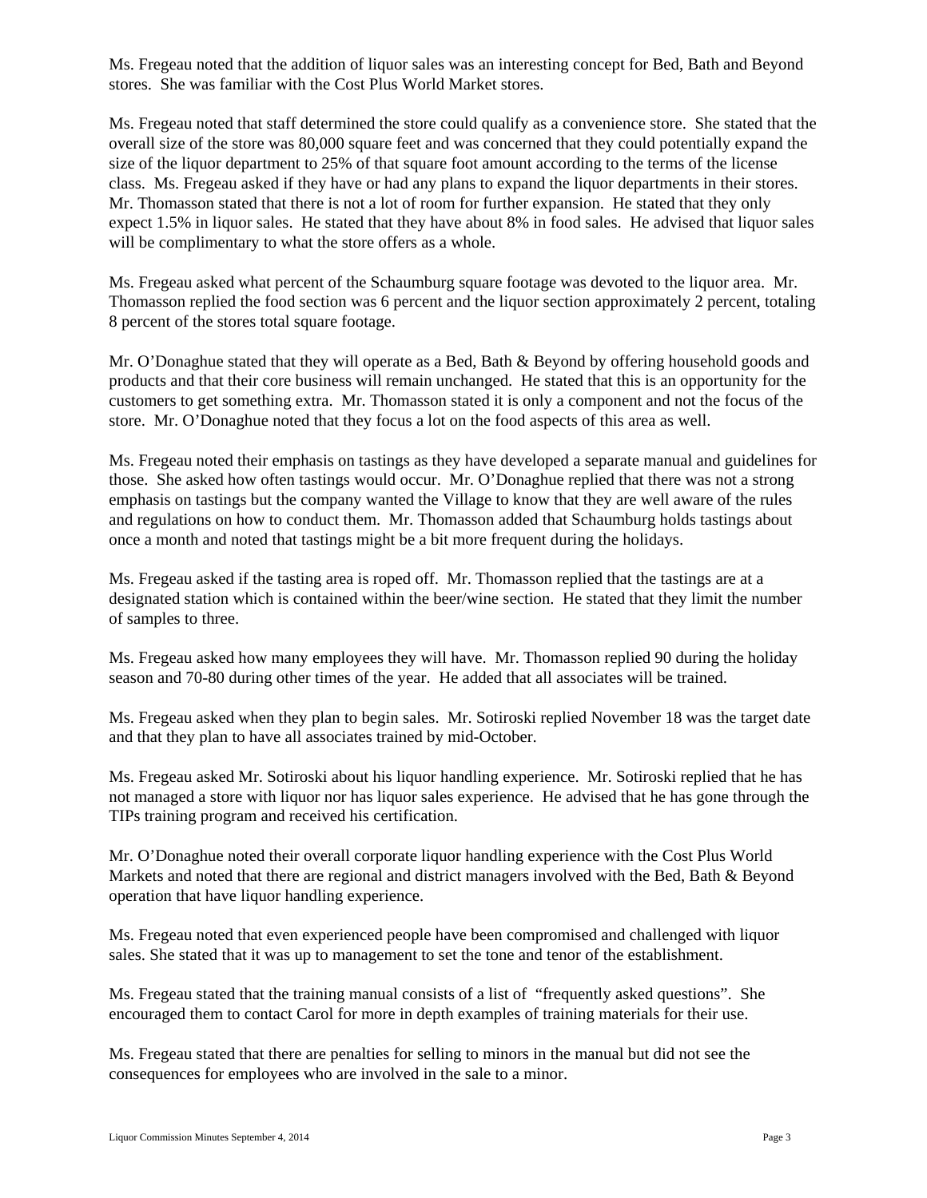Ms. Fregeau noted that the addition of liquor sales was an interesting concept for Bed, Bath and Beyond stores. She was familiar with the Cost Plus World Market stores.

Ms. Fregeau noted that staff determined the store could qualify as a convenience store. She stated that the overall size of the store was 80,000 square feet and was concerned that they could potentially expand the size of the liquor department to 25% of that square foot amount according to the terms of the license class. Ms. Fregeau asked if they have or had any plans to expand the liquor departments in their stores. Mr. Thomasson stated that there is not a lot of room for further expansion. He stated that they only expect 1.5% in liquor sales. He stated that they have about 8% in food sales. He advised that liquor sales will be complimentary to what the store offers as a whole.

Ms. Fregeau asked what percent of the Schaumburg square footage was devoted to the liquor area. Mr. Thomasson replied the food section was 6 percent and the liquor section approximately 2 percent, totaling 8 percent of the stores total square footage.

Mr. O'Donaghue stated that they will operate as a Bed, Bath & Beyond by offering household goods and products and that their core business will remain unchanged. He stated that this is an opportunity for the customers to get something extra. Mr. Thomasson stated it is only a component and not the focus of the store. Mr. O'Donaghue noted that they focus a lot on the food aspects of this area as well.

Ms. Fregeau noted their emphasis on tastings as they have developed a separate manual and guidelines for those. She asked how often tastings would occur. Mr. O'Donaghue replied that there was not a strong emphasis on tastings but the company wanted the Village to know that they are well aware of the rules and regulations on how to conduct them. Mr. Thomasson added that Schaumburg holds tastings about once a month and noted that tastings might be a bit more frequent during the holidays.

Ms. Fregeau asked if the tasting area is roped off. Mr. Thomasson replied that the tastings are at a designated station which is contained within the beer/wine section. He stated that they limit the number of samples to three.

Ms. Fregeau asked how many employees they will have. Mr. Thomasson replied 90 during the holiday season and 70-80 during other times of the year. He added that all associates will be trained.

Ms. Fregeau asked when they plan to begin sales. Mr. Sotiroski replied November 18 was the target date and that they plan to have all associates trained by mid-October.

Ms. Fregeau asked Mr. Sotiroski about his liquor handling experience. Mr. Sotiroski replied that he has not managed a store with liquor nor has liquor sales experience. He advised that he has gone through the TIPs training program and received his certification.

Mr. O'Donaghue noted their overall corporate liquor handling experience with the Cost Plus World Markets and noted that there are regional and district managers involved with the Bed, Bath & Beyond operation that have liquor handling experience.

Ms. Fregeau noted that even experienced people have been compromised and challenged with liquor sales. She stated that it was up to management to set the tone and tenor of the establishment.

Ms. Fregeau stated that the training manual consists of a list of "frequently asked questions". She encouraged them to contact Carol for more in depth examples of training materials for their use.

Ms. Fregeau stated that there are penalties for selling to minors in the manual but did not see the consequences for employees who are involved in the sale to a minor.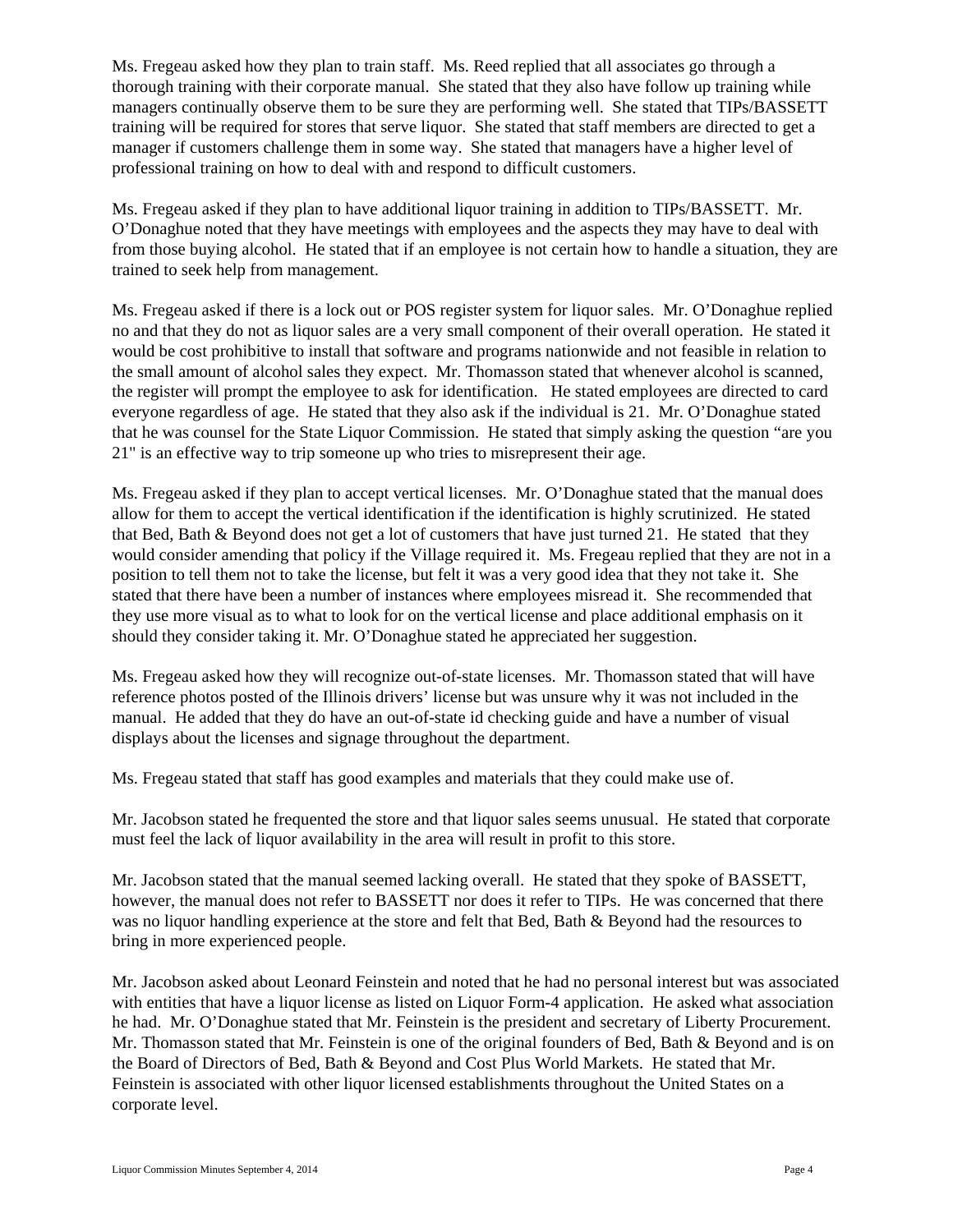Ms. Fregeau asked how they plan to train staff. Ms. Reed replied that all associates go through a thorough training with their corporate manual. She stated that they also have follow up training while managers continually observe them to be sure they are performing well. She stated that TIPs/BASSETT training will be required for stores that serve liquor. She stated that staff members are directed to get a manager if customers challenge them in some way. She stated that managers have a higher level of professional training on how to deal with and respond to difficult customers.

Ms. Fregeau asked if they plan to have additional liquor training in addition to TIPs/BASSETT. Mr. O'Donaghue noted that they have meetings with employees and the aspects they may have to deal with from those buying alcohol. He stated that if an employee is not certain how to handle a situation, they are trained to seek help from management.

Ms. Fregeau asked if there is a lock out or POS register system for liquor sales. Mr. O'Donaghue replied no and that they do not as liquor sales are a very small component of their overall operation. He stated it would be cost prohibitive to install that software and programs nationwide and not feasible in relation to the small amount of alcohol sales they expect. Mr. Thomasson stated that whenever alcohol is scanned, the register will prompt the employee to ask for identification. He stated employees are directed to card everyone regardless of age. He stated that they also ask if the individual is 21. Mr. O'Donaghue stated that he was counsel for the State Liquor Commission. He stated that simply asking the question "are you 21" is an effective way to trip someone up who tries to misrepresent their age.

Ms. Fregeau asked if they plan to accept vertical licenses. Mr. O'Donaghue stated that the manual does allow for them to accept the vertical identification if the identification is highly scrutinized. He stated that Bed, Bath & Beyond does not get a lot of customers that have just turned 21. He stated that they would consider amending that policy if the Village required it. Ms. Fregeau replied that they are not in a position to tell them not to take the license, but felt it was a very good idea that they not take it. She stated that there have been a number of instances where employees misread it. She recommended that they use more visual as to what to look for on the vertical license and place additional emphasis on it should they consider taking it. Mr. O'Donaghue stated he appreciated her suggestion.

Ms. Fregeau asked how they will recognize out-of-state licenses. Mr. Thomasson stated that will have reference photos posted of the Illinois drivers' license but was unsure why it was not included in the manual. He added that they do have an out-of-state id checking guide and have a number of visual displays about the licenses and signage throughout the department.

Ms. Fregeau stated that staff has good examples and materials that they could make use of.

Mr. Jacobson stated he frequented the store and that liquor sales seems unusual. He stated that corporate must feel the lack of liquor availability in the area will result in profit to this store.

Mr. Jacobson stated that the manual seemed lacking overall. He stated that they spoke of BASSETT, however, the manual does not refer to BASSETT nor does it refer to TIPs. He was concerned that there was no liquor handling experience at the store and felt that Bed, Bath & Beyond had the resources to bring in more experienced people.

Mr. Jacobson asked about Leonard Feinstein and noted that he had no personal interest but was associated with entities that have a liquor license as listed on Liquor Form-4 application. He asked what association he had. Mr. O'Donaghue stated that Mr. Feinstein is the president and secretary of Liberty Procurement. Mr. Thomasson stated that Mr. Feinstein is one of the original founders of Bed, Bath & Beyond and is on the Board of Directors of Bed, Bath & Beyond and Cost Plus World Markets. He stated that Mr. Feinstein is associated with other liquor licensed establishments throughout the United States on a corporate level.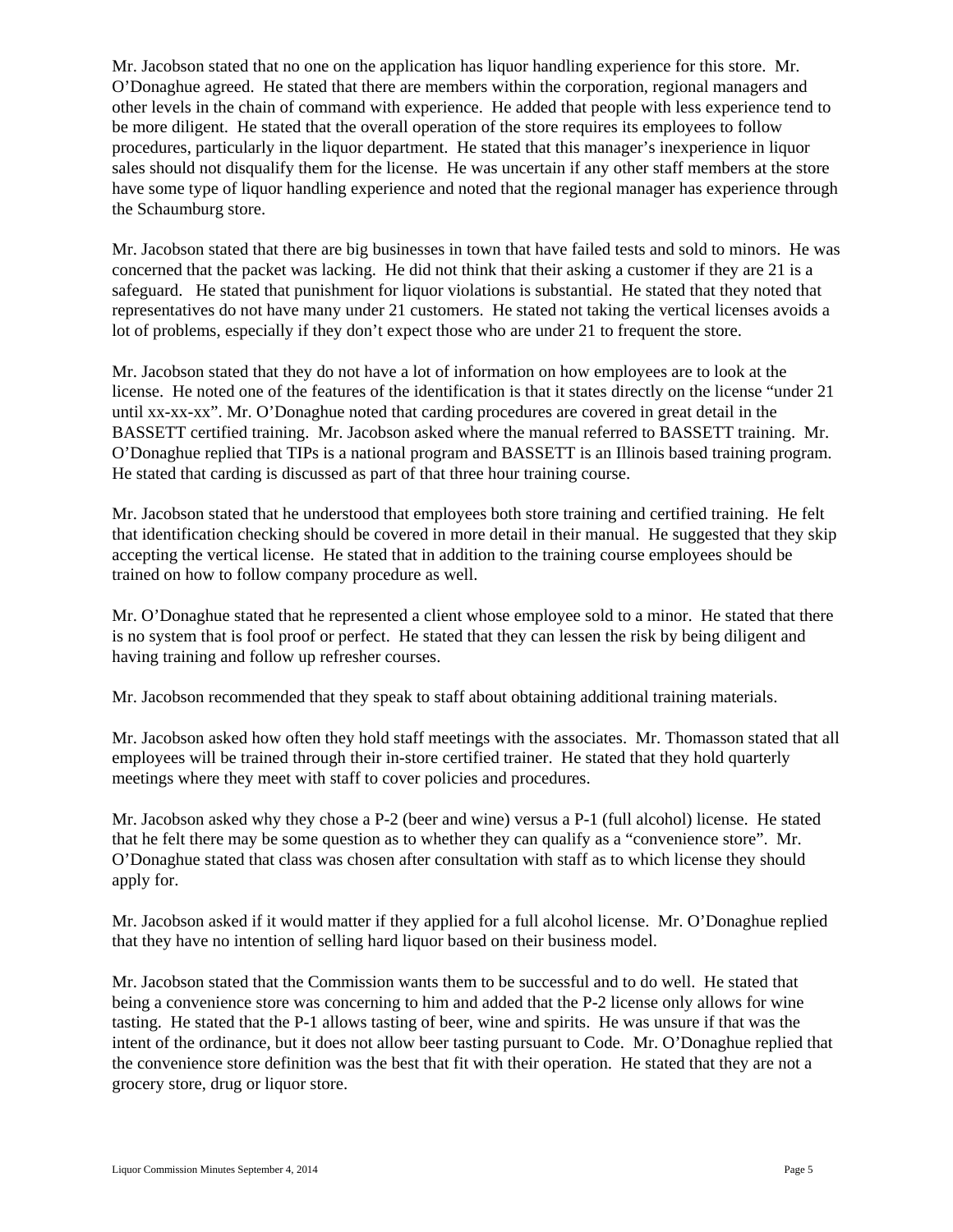Mr. Jacobson stated that no one on the application has liquor handling experience for this store. Mr. O'Donaghue agreed. He stated that there are members within the corporation, regional managers and other levels in the chain of command with experience. He added that people with less experience tend to be more diligent. He stated that the overall operation of the store requires its employees to follow procedures, particularly in the liquor department. He stated that this manager's inexperience in liquor sales should not disqualify them for the license. He was uncertain if any other staff members at the store have some type of liquor handling experience and noted that the regional manager has experience through the Schaumburg store.

Mr. Jacobson stated that there are big businesses in town that have failed tests and sold to minors. He was concerned that the packet was lacking. He did not think that their asking a customer if they are 21 is a safeguard. He stated that punishment for liquor violations is substantial. He stated that they noted that representatives do not have many under 21 customers. He stated not taking the vertical licenses avoids a lot of problems, especially if they don't expect those who are under 21 to frequent the store.

Mr. Jacobson stated that they do not have a lot of information on how employees are to look at the license. He noted one of the features of the identification is that it states directly on the license "under 21 until xx-xx-xx". Mr. O'Donaghue noted that carding procedures are covered in great detail in the BASSETT certified training. Mr. Jacobson asked where the manual referred to BASSETT training. Mr. O'Donaghue replied that TIPs is a national program and BASSETT is an Illinois based training program. He stated that carding is discussed as part of that three hour training course.

Mr. Jacobson stated that he understood that employees both store training and certified training. He felt that identification checking should be covered in more detail in their manual. He suggested that they skip accepting the vertical license. He stated that in addition to the training course employees should be trained on how to follow company procedure as well.

Mr. O'Donaghue stated that he represented a client whose employee sold to a minor. He stated that there is no system that is fool proof or perfect. He stated that they can lessen the risk by being diligent and having training and follow up refresher courses.

Mr. Jacobson recommended that they speak to staff about obtaining additional training materials.

Mr. Jacobson asked how often they hold staff meetings with the associates. Mr. Thomasson stated that all employees will be trained through their in-store certified trainer. He stated that they hold quarterly meetings where they meet with staff to cover policies and procedures.

Mr. Jacobson asked why they chose a P-2 (beer and wine) versus a P-1 (full alcohol) license. He stated that he felt there may be some question as to whether they can qualify as a "convenience store". Mr. O'Donaghue stated that class was chosen after consultation with staff as to which license they should apply for.

Mr. Jacobson asked if it would matter if they applied for a full alcohol license. Mr. O'Donaghue replied that they have no intention of selling hard liquor based on their business model.

Mr. Jacobson stated that the Commission wants them to be successful and to do well. He stated that being a convenience store was concerning to him and added that the P-2 license only allows for wine tasting. He stated that the P-1 allows tasting of beer, wine and spirits. He was unsure if that was the intent of the ordinance, but it does not allow beer tasting pursuant to Code. Mr. O'Donaghue replied that the convenience store definition was the best that fit with their operation. He stated that they are not a grocery store, drug or liquor store.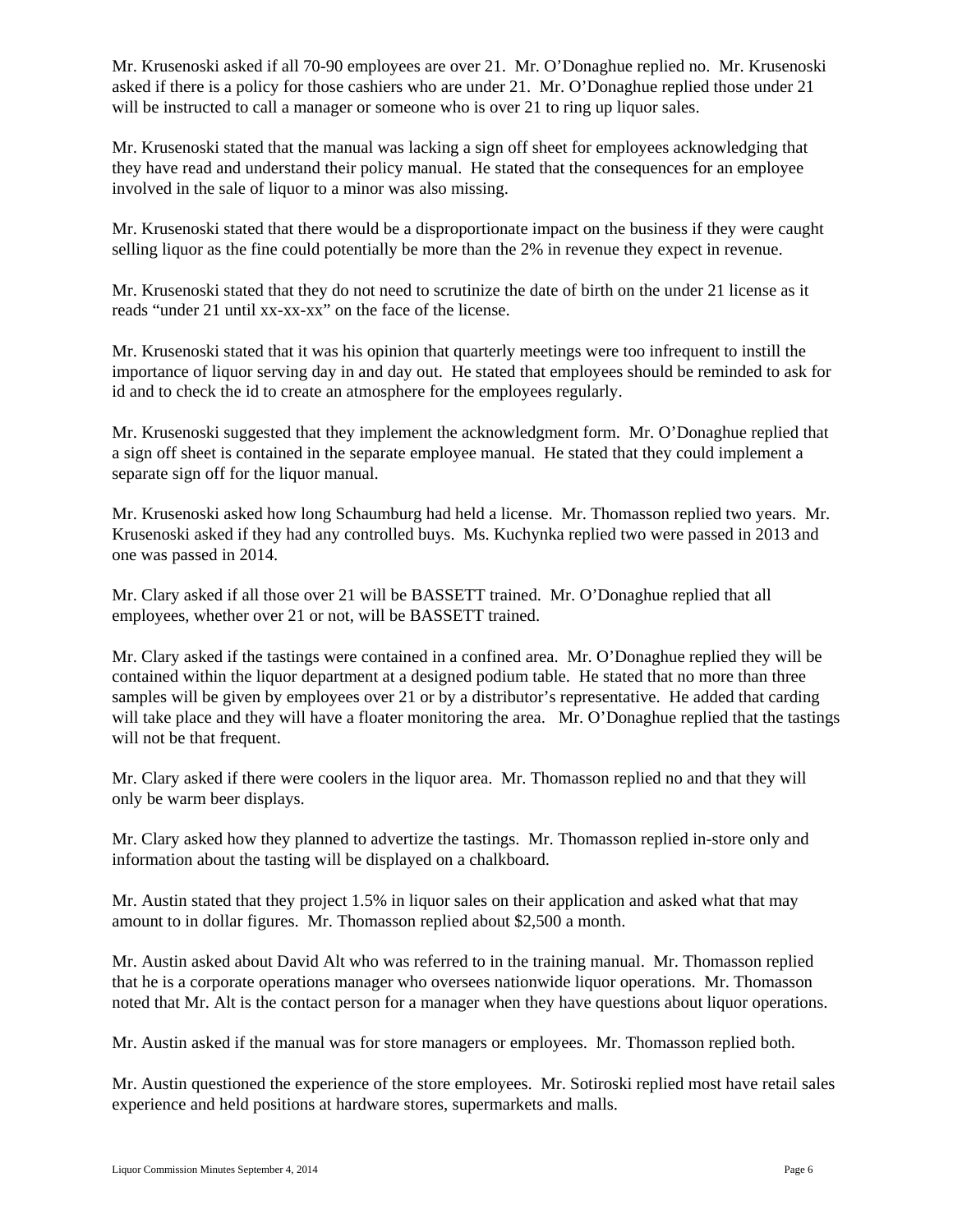Mr. Krusenoski asked if all 70-90 employees are over 21. Mr. O'Donaghue replied no. Mr. Krusenoski asked if there is a policy for those cashiers who are under 21. Mr. O'Donaghue replied those under 21 will be instructed to call a manager or someone who is over 21 to ring up liquor sales.

Mr. Krusenoski stated that the manual was lacking a sign off sheet for employees acknowledging that they have read and understand their policy manual. He stated that the consequences for an employee involved in the sale of liquor to a minor was also missing.

Mr. Krusenoski stated that there would be a disproportionate impact on the business if they were caught selling liquor as the fine could potentially be more than the 2% in revenue they expect in revenue.

Mr. Krusenoski stated that they do not need to scrutinize the date of birth on the under 21 license as it reads "under 21 until xx-xx-xx" on the face of the license.

Mr. Krusenoski stated that it was his opinion that quarterly meetings were too infrequent to instill the importance of liquor serving day in and day out. He stated that employees should be reminded to ask for id and to check the id to create an atmosphere for the employees regularly.

Mr. Krusenoski suggested that they implement the acknowledgment form. Mr. O'Donaghue replied that a sign off sheet is contained in the separate employee manual. He stated that they could implement a separate sign off for the liquor manual.

Mr. Krusenoski asked how long Schaumburg had held a license. Mr. Thomasson replied two years. Mr. Krusenoski asked if they had any controlled buys. Ms. Kuchynka replied two were passed in 2013 and one was passed in 2014.

Mr. Clary asked if all those over 21 will be BASSETT trained. Mr. O'Donaghue replied that all employees, whether over 21 or not, will be BASSETT trained.

Mr. Clary asked if the tastings were contained in a confined area. Mr. O'Donaghue replied they will be contained within the liquor department at a designed podium table. He stated that no more than three samples will be given by employees over 21 or by a distributor's representative. He added that carding will take place and they will have a floater monitoring the area. Mr. O'Donaghue replied that the tastings will not be that frequent.

Mr. Clary asked if there were coolers in the liquor area. Mr. Thomasson replied no and that they will only be warm beer displays.

Mr. Clary asked how they planned to advertize the tastings. Mr. Thomasson replied in-store only and information about the tasting will be displayed on a chalkboard.

Mr. Austin stated that they project 1.5% in liquor sales on their application and asked what that may amount to in dollar figures. Mr. Thomasson replied about $2,500 a month.

Mr. Austin asked about David Alt who was referred to in the training manual. Mr. Thomasson replied that he is a corporate operations manager who oversees nationwide liquor operations. Mr. Thomasson noted that Mr. Alt is the contact person for a manager when they have questions about liquor operations.

Mr. Austin asked if the manual was for store managers or employees. Mr. Thomasson replied both.

Mr. Austin questioned the experience of the store employees. Mr. Sotiroski replied most have retail sales experience and held positions at hardware stores, supermarkets and malls.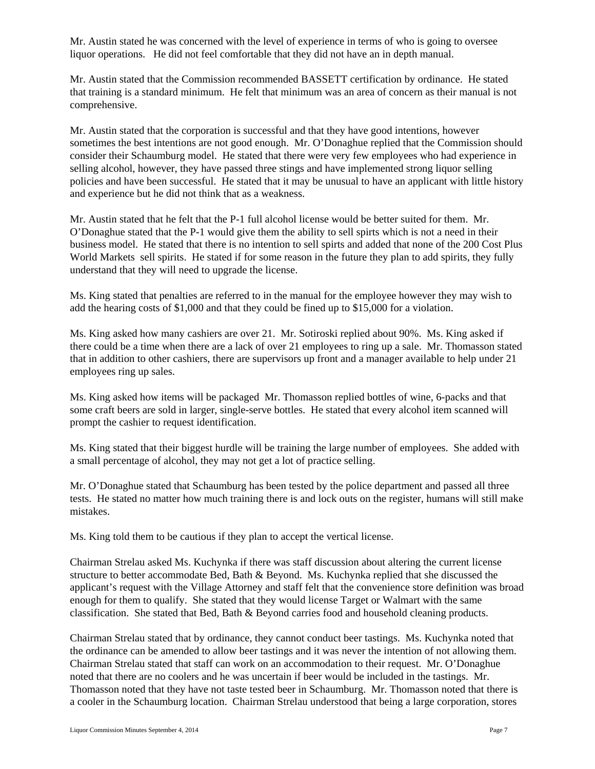Mr. Austin stated he was concerned with the level of experience in terms of who is going to oversee liquor operations. He did not feel comfortable that they did not have an in depth manual.

Mr. Austin stated that the Commission recommended BASSETT certification by ordinance. He stated that training is a standard minimum. He felt that minimum was an area of concern as their manual is not comprehensive.

Mr. Austin stated that the corporation is successful and that they have good intentions, however sometimes the best intentions are not good enough. Mr. O'Donaghue replied that the Commission should consider their Schaumburg model. He stated that there were very few employees who had experience in selling alcohol, however, they have passed three stings and have implemented strong liquor selling policies and have been successful. He stated that it may be unusual to have an applicant with little history and experience but he did not think that as a weakness.

Mr. Austin stated that he felt that the P-1 full alcohol license would be better suited for them. Mr. O'Donaghue stated that the P-1 would give them the ability to sell spirts which is not a need in their business model. He stated that there is no intention to sell spirts and added that none of the 200 Cost Plus World Markets sell spirits. He stated if for some reason in the future they plan to add spirits, they fully understand that they will need to upgrade the license.

Ms. King stated that penalties are referred to in the manual for the employee however they may wish to add the hearing costs of $1,000 and that they could be fined up to $15,000 for a violation.

Ms. King asked how many cashiers are over 21. Mr. Sotiroski replied about 90%. Ms. King asked if there could be a time when there are a lack of over 21 employees to ring up a sale. Mr. Thomasson stated that in addition to other cashiers, there are supervisors up front and a manager available to help under 21 employees ring up sales.

Ms. King asked how items will be packaged Mr. Thomasson replied bottles of wine, 6-packs and that some craft beers are sold in larger, single-serve bottles. He stated that every alcohol item scanned will prompt the cashier to request identification.

Ms. King stated that their biggest hurdle will be training the large number of employees. She added with a small percentage of alcohol, they may not get a lot of practice selling.

Mr. O'Donaghue stated that Schaumburg has been tested by the police department and passed all three tests. He stated no matter how much training there is and lock outs on the register, humans will still make mistakes.

Ms. King told them to be cautious if they plan to accept the vertical license.

Chairman Strelau asked Ms. Kuchynka if there was staff discussion about altering the current license structure to better accommodate Bed, Bath & Beyond. Ms. Kuchynka replied that she discussed the applicant's request with the Village Attorney and staff felt that the convenience store definition was broad enough for them to qualify. She stated that they would license Target or Walmart with the same classification. She stated that Bed, Bath & Beyond carries food and household cleaning products.

Chairman Strelau stated that by ordinance, they cannot conduct beer tastings. Ms. Kuchynka noted that the ordinance can be amended to allow beer tastings and it was never the intention of not allowing them. Chairman Strelau stated that staff can work on an accommodation to their request. Mr. O'Donaghue noted that there are no coolers and he was uncertain if beer would be included in the tastings. Mr. Thomasson noted that they have not taste tested beer in Schaumburg. Mr. Thomasson noted that there is a cooler in the Schaumburg location. Chairman Strelau understood that being a large corporation, stores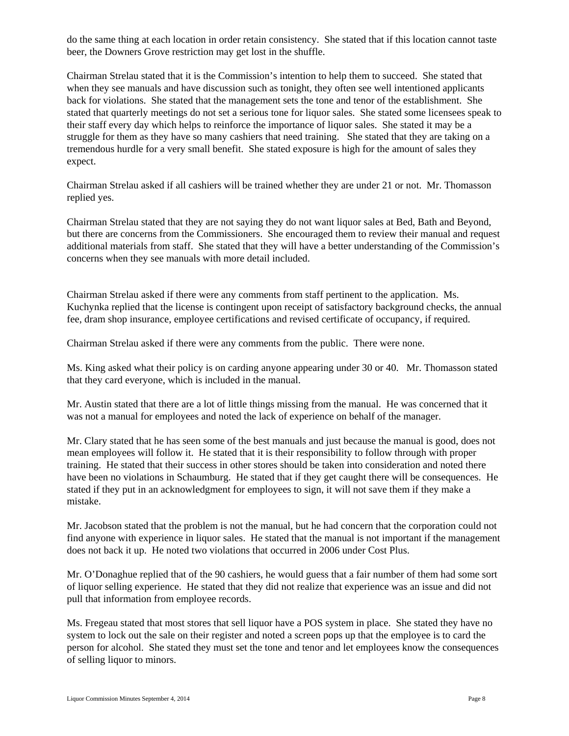do the same thing at each location in order retain consistency. She stated that if this location cannot taste beer, the Downers Grove restriction may get lost in the shuffle.

Chairman Strelau stated that it is the Commission's intention to help them to succeed. She stated that when they see manuals and have discussion such as tonight, they often see well intentioned applicants back for violations. She stated that the management sets the tone and tenor of the establishment. She stated that quarterly meetings do not set a serious tone for liquor sales. She stated some licensees speak to their staff every day which helps to reinforce the importance of liquor sales. She stated it may be a struggle for them as they have so many cashiers that need training. She stated that they are taking on a tremendous hurdle for a very small benefit. She stated exposure is high for the amount of sales they expect.

Chairman Strelau asked if all cashiers will be trained whether they are under 21 or not. Mr. Thomasson replied yes.

Chairman Strelau stated that they are not saying they do not want liquor sales at Bed, Bath and Beyond, but there are concerns from the Commissioners. She encouraged them to review their manual and request additional materials from staff. She stated that they will have a better understanding of the Commission's concerns when they see manuals with more detail included.

Chairman Strelau asked if there were any comments from staff pertinent to the application. Ms. Kuchynka replied that the license is contingent upon receipt of satisfactory background checks, the annual fee, dram shop insurance, employee certifications and revised certificate of occupancy, if required.

Chairman Strelau asked if there were any comments from the public. There were none.

Ms. King asked what their policy is on carding anyone appearing under 30 or 40. Mr. Thomasson stated that they card everyone, which is included in the manual.

Mr. Austin stated that there are a lot of little things missing from the manual. He was concerned that it was not a manual for employees and noted the lack of experience on behalf of the manager.

Mr. Clary stated that he has seen some of the best manuals and just because the manual is good, does not mean employees will follow it. He stated that it is their responsibility to follow through with proper training. He stated that their success in other stores should be taken into consideration and noted there have been no violations in Schaumburg. He stated that if they get caught there will be consequences. He stated if they put in an acknowledgment for employees to sign, it will not save them if they make a mistake.

Mr. Jacobson stated that the problem is not the manual, but he had concern that the corporation could not find anyone with experience in liquor sales. He stated that the manual is not important if the management does not back it up. He noted two violations that occurred in 2006 under Cost Plus.

Mr. O'Donaghue replied that of the 90 cashiers, he would guess that a fair number of them had some sort of liquor selling experience. He stated that they did not realize that experience was an issue and did not pull that information from employee records.

Ms. Fregeau stated that most stores that sell liquor have a POS system in place. She stated they have no system to lock out the sale on their register and noted a screen pops up that the employee is to card the person for alcohol. She stated they must set the tone and tenor and let employees know the consequences of selling liquor to minors.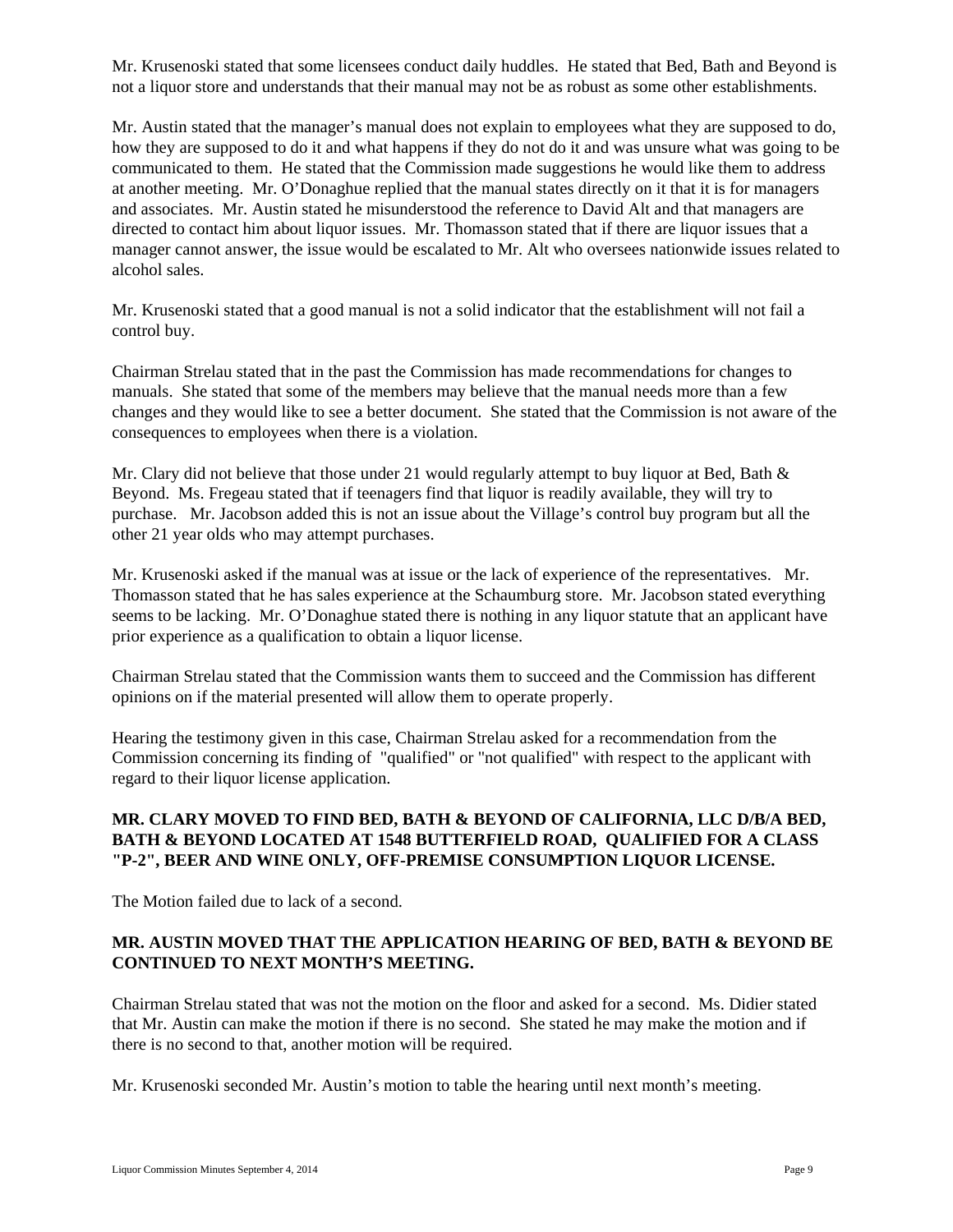Mr. Krusenoski stated that some licensees conduct daily huddles. He stated that Bed, Bath and Beyond is not a liquor store and understands that their manual may not be as robust as some other establishments.

Mr. Austin stated that the manager's manual does not explain to employees what they are supposed to do, how they are supposed to do it and what happens if they do not do it and was unsure what was going to be communicated to them. He stated that the Commission made suggestions he would like them to address at another meeting. Mr. O'Donaghue replied that the manual states directly on it that it is for managers and associates. Mr. Austin stated he misunderstood the reference to David Alt and that managers are directed to contact him about liquor issues. Mr. Thomasson stated that if there are liquor issues that a manager cannot answer, the issue would be escalated to Mr. Alt who oversees nationwide issues related to alcohol sales.

Mr. Krusenoski stated that a good manual is not a solid indicator that the establishment will not fail a control buy.

Chairman Strelau stated that in the past the Commission has made recommendations for changes to manuals. She stated that some of the members may believe that the manual needs more than a few changes and they would like to see a better document. She stated that the Commission is not aware of the consequences to employees when there is a violation.

Mr. Clary did not believe that those under 21 would regularly attempt to buy liquor at Bed, Bath & Beyond. Ms. Fregeau stated that if teenagers find that liquor is readily available, they will try to purchase. Mr. Jacobson added this is not an issue about the Village's control buy program but all the other 21 year olds who may attempt purchases.

Mr. Krusenoski asked if the manual was at issue or the lack of experience of the representatives. Mr. Thomasson stated that he has sales experience at the Schaumburg store. Mr. Jacobson stated everything seems to be lacking. Mr. O'Donaghue stated there is nothing in any liquor statute that an applicant have prior experience as a qualification to obtain a liquor license.

Chairman Strelau stated that the Commission wants them to succeed and the Commission has different opinions on if the material presented will allow them to operate properly.

Hearing the testimony given in this case, Chairman Strelau asked for a recommendation from the Commission concerning its finding of "qualified" or "not qualified" with respect to the applicant with regard to their liquor license application.

**MR. CLARY MOVED TO FIND BED, BATH & BEYOND OF CALIFORNIA, LLC D/B/A BED, BATH & BEYOND LOCATED AT 1548 BUTTERFIELD ROAD, QUALIFIED FOR A CLASS "P-2", BEER AND WINE ONLY, OFF-PREMISE CONSUMPTION LIQUOR LICENSE.**

The Motion failed due to lack of a second.

**MR. AUSTIN MOVED THAT THE APPLICATION HEARING OF BED, BATH & BEYOND BE CONTINUED TO NEXT MONTH'S MEETING.**

Chairman Strelau stated that was not the motion on the floor and asked for a second. Ms. Didier stated that Mr. Austin can make the motion if there is no second. She stated he may make the motion and if there is no second to that, another motion will be required.

Mr. Krusenoski seconded Mr. Austin's motion to table the hearing until next month's meeting.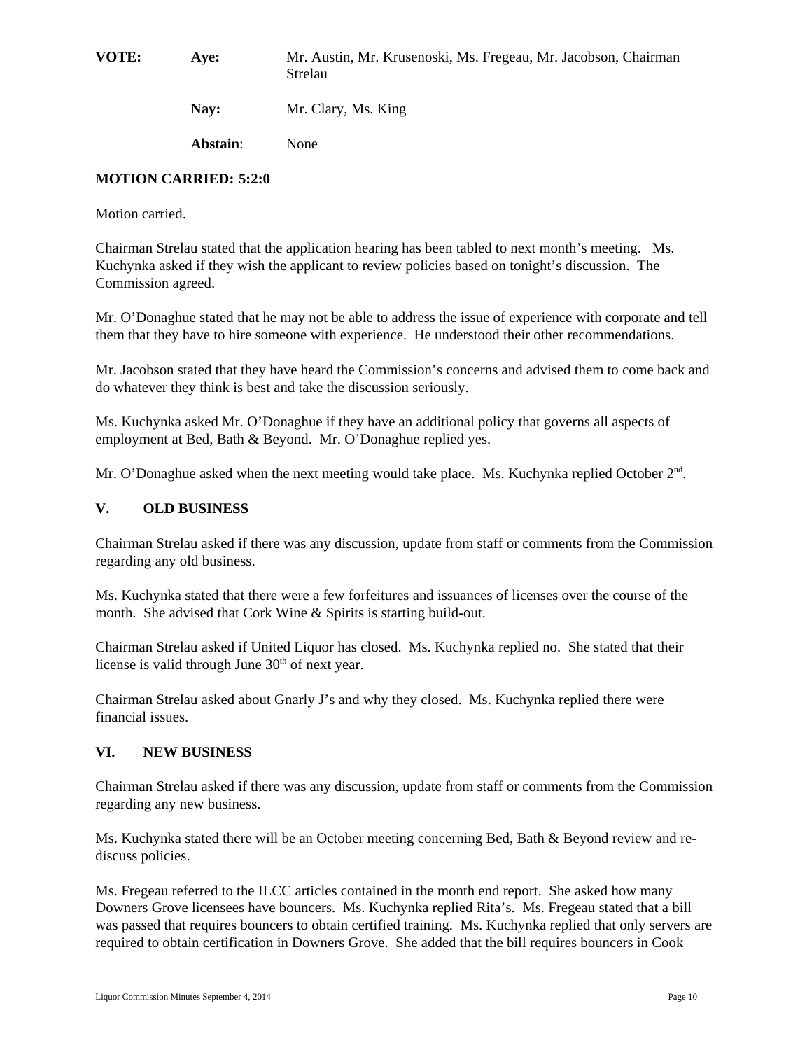| | | |
|---|---|---|
| **VOTE:** | **Aye:** | Mr. Austin, Mr. Krusenoski, Ms. Fregeau, Mr. Jacobson, Chairman Strelau |
| | **Nay:** | Mr. Clary, Ms. King |
| | **Abstain**: | None |

**MOTION CARRIED: 5:2:0**

Motion carried.

Chairman Strelau stated that the application hearing has been tabled to next month's meeting. Ms. Kuchynka asked if they wish the applicant to review policies based on tonight's discussion. The Commission agreed.

Mr. O'Donaghue stated that he may not be able to address the issue of experience with corporate and tell them that they have to hire someone with experience. He understood their other recommendations.

Mr. Jacobson stated that they have heard the Commission's concerns and advised them to come back and do whatever they think is best and take the discussion seriously.

Ms. Kuchynka asked Mr. O'Donaghue if they have an additional policy that governs all aspects of employment at Bed, Bath & Beyond. Mr. O'Donaghue replied yes.

Mr. O'Donaghue asked when the next meeting would take place. Ms. Kuchynka replied October 2nd.

## V. OLD BUSINESS

Chairman Strelau asked if there was any discussion, update from staff or comments from the Commission regarding any old business.

Ms. Kuchynka stated that there were a few forfeitures and issuances of licenses over the course of the month. She advised that Cork Wine & Spirits is starting build-out.

Chairman Strelau asked if United Liquor has closed. Ms. Kuchynka replied no. She stated that their license is valid through June 30th of next year.

Chairman Strelau asked about Gnarly J's and why they closed. Ms. Kuchynka replied there were financial issues.

## VI. NEW BUSINESS

Chairman Strelau asked if there was any discussion, update from staff or comments from the Commission regarding any new business.

Ms. Kuchynka stated there will be an October meeting concerning Bed, Bath & Beyond review and re-discuss policies.

Ms. Fregeau referred to the ILCC articles contained in the month end report. She asked how many Downers Grove licensees have bouncers. Ms. Kuchynka replied Rita's. Ms. Fregeau stated that a bill was passed that requires bouncers to obtain certified training. Ms. Kuchynka replied that only servers are required to obtain certification in Downers Grove. She added that the bill requires bouncers in Cook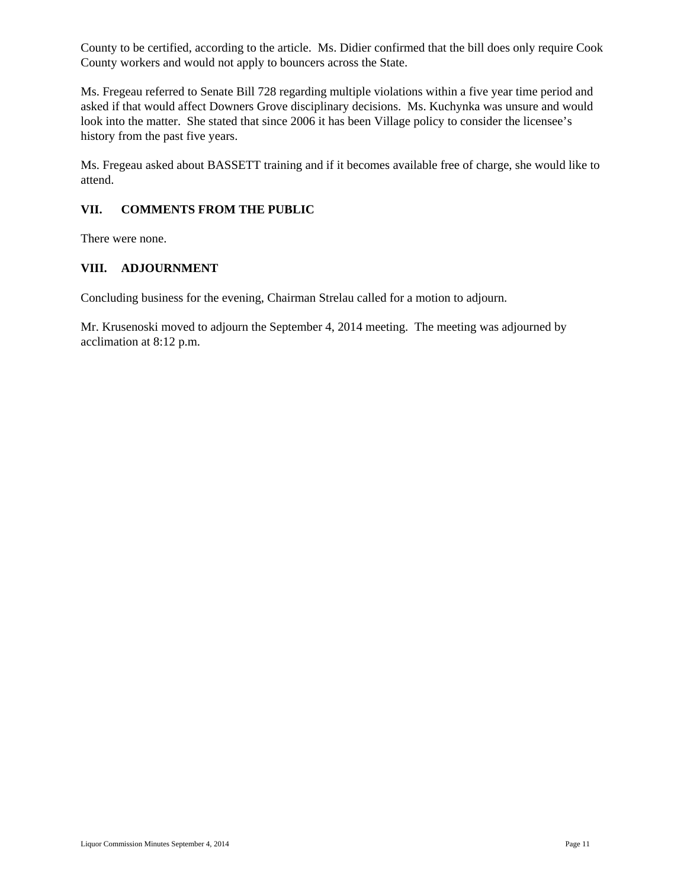County to be certified, according to the article. Ms. Didier confirmed that the bill does only require Cook County workers and would not apply to bouncers across the State.

Ms. Fregeau referred to Senate Bill 728 regarding multiple violations within a five year time period and asked if that would affect Downers Grove disciplinary decisions. Ms. Kuchynka was unsure and would look into the matter. She stated that since 2006 it has been Village policy to consider the licensee's history from the past five years.

Ms. Fregeau asked about BASSETT training and if it becomes available free of charge, she would like to attend.

## VII. COMMENTS FROM THE PUBLIC

There were none.

## VIII. ADJOURNMENT

Concluding business for the evening, Chairman Strelau called for a motion to adjourn.

Mr. Krusenoski moved to adjourn the September 4, 2014 meeting. The meeting was adjourned by acclimation at 8:12 p.m.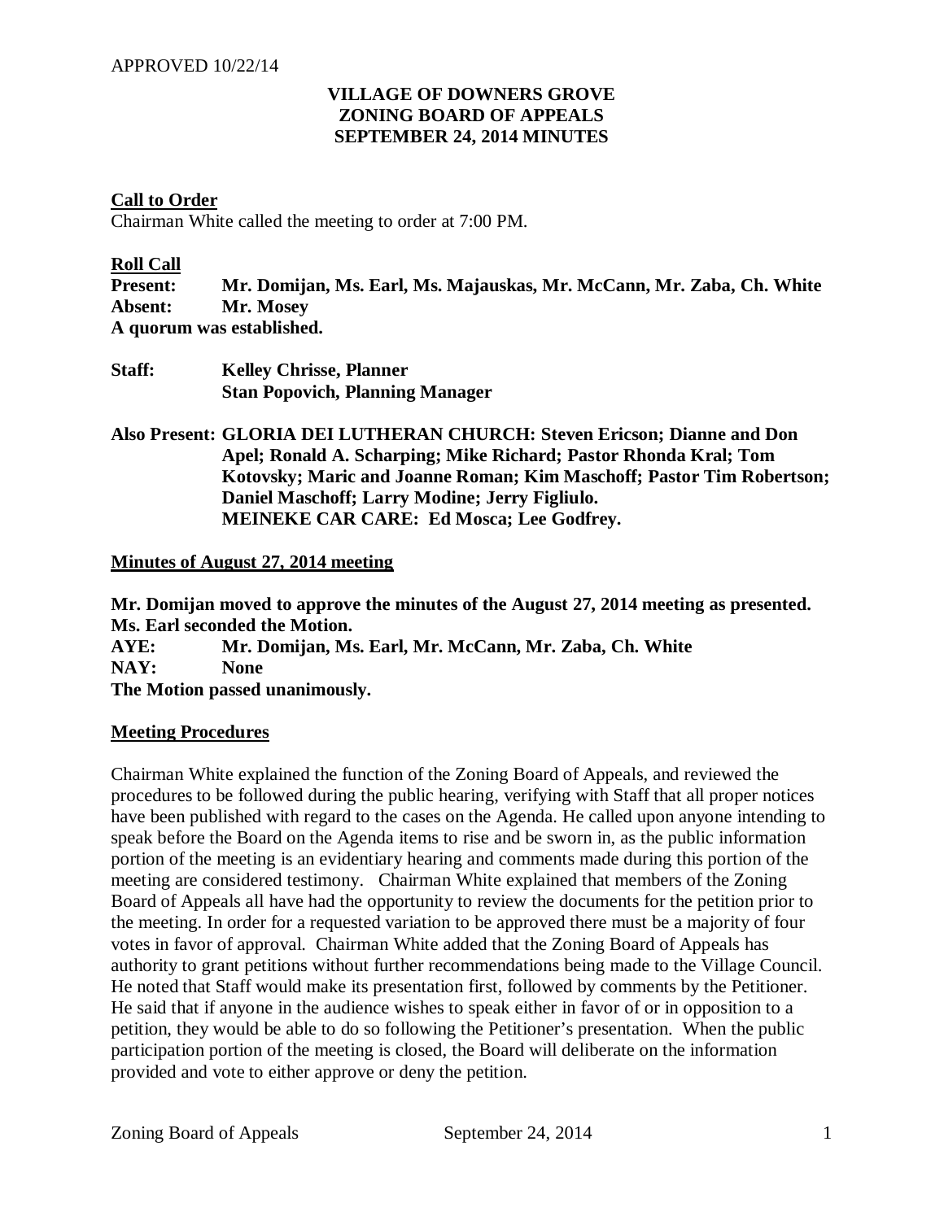APPROVED 10/22/14

**VILLAGE OF DOWNERS GROVE**
**ZONING BOARD OF APPEALS**
**SEPTEMBER 24, 2014 MINUTES**

**Call to Order**

Chairman White called the meeting to order at 7:00 PM.

**Roll Call**

**Present: Mr. Domijan, Ms. Earl, Ms. Majauskas, Mr. McCann, Mr. Zaba, Ch. White**
**Absent: Mr. Mosey**
**A quorum was established.**

**Staff: Kelley Chrisse, Planner**
**Stan Popovich, Planning Manager**

**Also Present: GLORIA DEI LUTHERAN CHURCH: Steven Ericson; Dianne and Don Apel; Ronald A. Scharping; Mike Richard; Pastor Rhonda Kral; Tom Kotovsky; Maric and Joanne Roman; Kim Maschoff; Pastor Tim Robertson; Daniel Maschoff; Larry Modine; Jerry Figliulo.**
**MEINEKE CAR CARE: Ed Mosca; Lee Godfrey.**

**Minutes of August 27, 2014 meeting**

**Mr. Domijan moved to approve the minutes of the August 27, 2014 meeting as presented. Ms. Earl seconded the Motion.**
**AYE: Mr. Domijan, Ms. Earl, Mr. McCann, Mr. Zaba, Ch. White**
**NAY: None**
**The Motion passed unanimously.**

**Meeting Procedures**

Chairman White explained the function of the Zoning Board of Appeals, and reviewed the procedures to be followed during the public hearing, verifying with Staff that all proper notices have been published with regard to the cases on the Agenda. He called upon anyone intending to speak before the Board on the Agenda items to rise and be sworn in, as the public information portion of the meeting is an evidentiary hearing and comments made during this portion of the meeting are considered testimony. Chairman White explained that members of the Zoning Board of Appeals all have had the opportunity to review the documents for the petition prior to the meeting. In order for a requested variation to be approved there must be a majority of four votes in favor of approval. Chairman White added that the Zoning Board of Appeals has authority to grant petitions without further recommendations being made to the Village Council. He noted that Staff would make its presentation first, followed by comments by the Petitioner. He said that if anyone in the audience wishes to speak either in favor of or in opposition to a petition, they would be able to do so following the Petitioner's presentation. When the public participation portion of the meeting is closed, the Board will deliberate on the information provided and vote to either approve or deny the petition.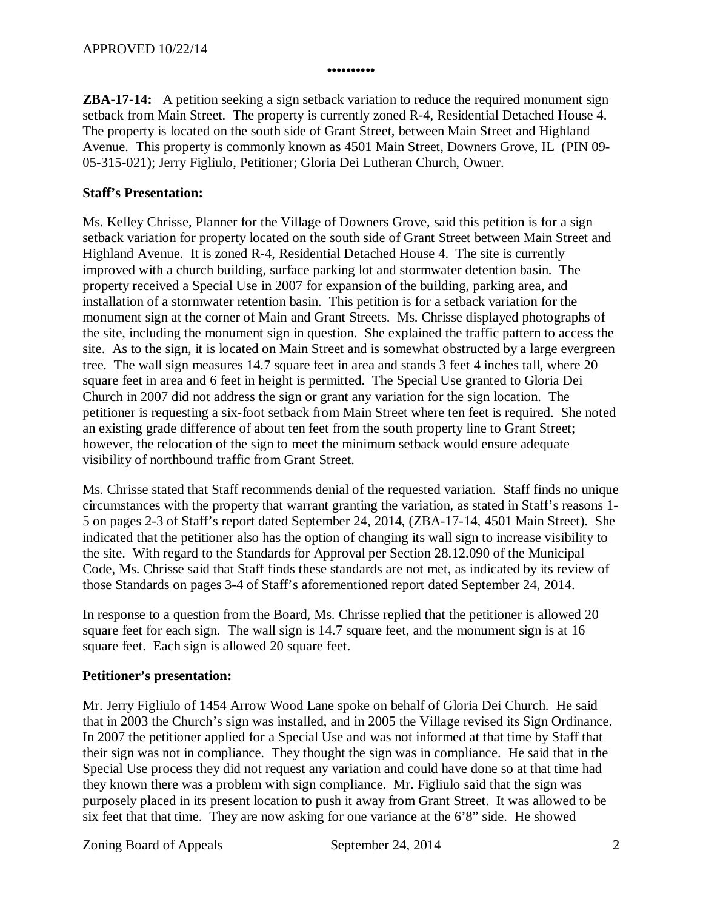APPROVED 10/22/14

•••••••••

**ZBA-17-14:** A petition seeking a sign setback variation to reduce the required monument sign setback from Main Street. The property is currently zoned R-4, Residential Detached House 4. The property is located on the south side of Grant Street, between Main Street and Highland Avenue. This property is commonly known as 4501 Main Street, Downers Grove, IL (PIN 09-05-315-021); Jerry Figliulo, Petitioner; Gloria Dei Lutheran Church, Owner.

**Staff's Presentation:**

Ms. Kelley Chrisse, Planner for the Village of Downers Grove, said this petition is for a sign setback variation for property located on the south side of Grant Street between Main Street and Highland Avenue. It is zoned R-4, Residential Detached House 4. The site is currently improved with a church building, surface parking lot and stormwater detention basin. The property received a Special Use in 2007 for expansion of the building, parking area, and installation of a stormwater retention basin. This petition is for a setback variation for the monument sign at the corner of Main and Grant Streets. Ms. Chrisse displayed photographs of the site, including the monument sign in question. She explained the traffic pattern to access the site. As to the sign, it is located on Main Street and is somewhat obstructed by a large evergreen tree. The wall sign measures 14.7 square feet in area and stands 3 feet 4 inches tall, where 20 square feet in area and 6 feet in height is permitted. The Special Use granted to Gloria Dei Church in 2007 did not address the sign or grant any variation for the sign location. The petitioner is requesting a six-foot setback from Main Street where ten feet is required. She noted an existing grade difference of about ten feet from the south property line to Grant Street; however, the relocation of the sign to meet the minimum setback would ensure adequate visibility of northbound traffic from Grant Street.

Ms. Chrisse stated that Staff recommends denial of the requested variation. Staff finds no unique circumstances with the property that warrant granting the variation, as stated in Staff's reasons 1-5 on pages 2-3 of Staff's report dated September 24, 2014, (ZBA-17-14, 4501 Main Street). She indicated that the petitioner also has the option of changing its wall sign to increase visibility to the site. With regard to the Standards for Approval per Section 28.12.090 of the Municipal Code, Ms. Chrisse said that Staff finds these standards are not met, as indicated by its review of those Standards on pages 3-4 of Staff's aforementioned report dated September 24, 2014.

In response to a question from the Board, Ms. Chrisse replied that the petitioner is allowed 20 square feet for each sign. The wall sign is 14.7 square feet, and the monument sign is at 16 square feet. Each sign is allowed 20 square feet.

**Petitioner's presentation:**

Mr. Jerry Figliulo of 1454 Arrow Wood Lane spoke on behalf of Gloria Dei Church. He said that in 2003 the Church's sign was installed, and in 2005 the Village revised its Sign Ordinance. In 2007 the petitioner applied for a Special Use and was not informed at that time by Staff that their sign was not in compliance. They thought the sign was in compliance. He said that in the Special Use process they did not request any variation and could have done so at that time had they known there was a problem with sign compliance. Mr. Figliulo said that the sign was purposely placed in its present location to push it away from Grant Street. It was allowed to be six feet that that time. They are now asking for one variance at the 6'8" side. He showed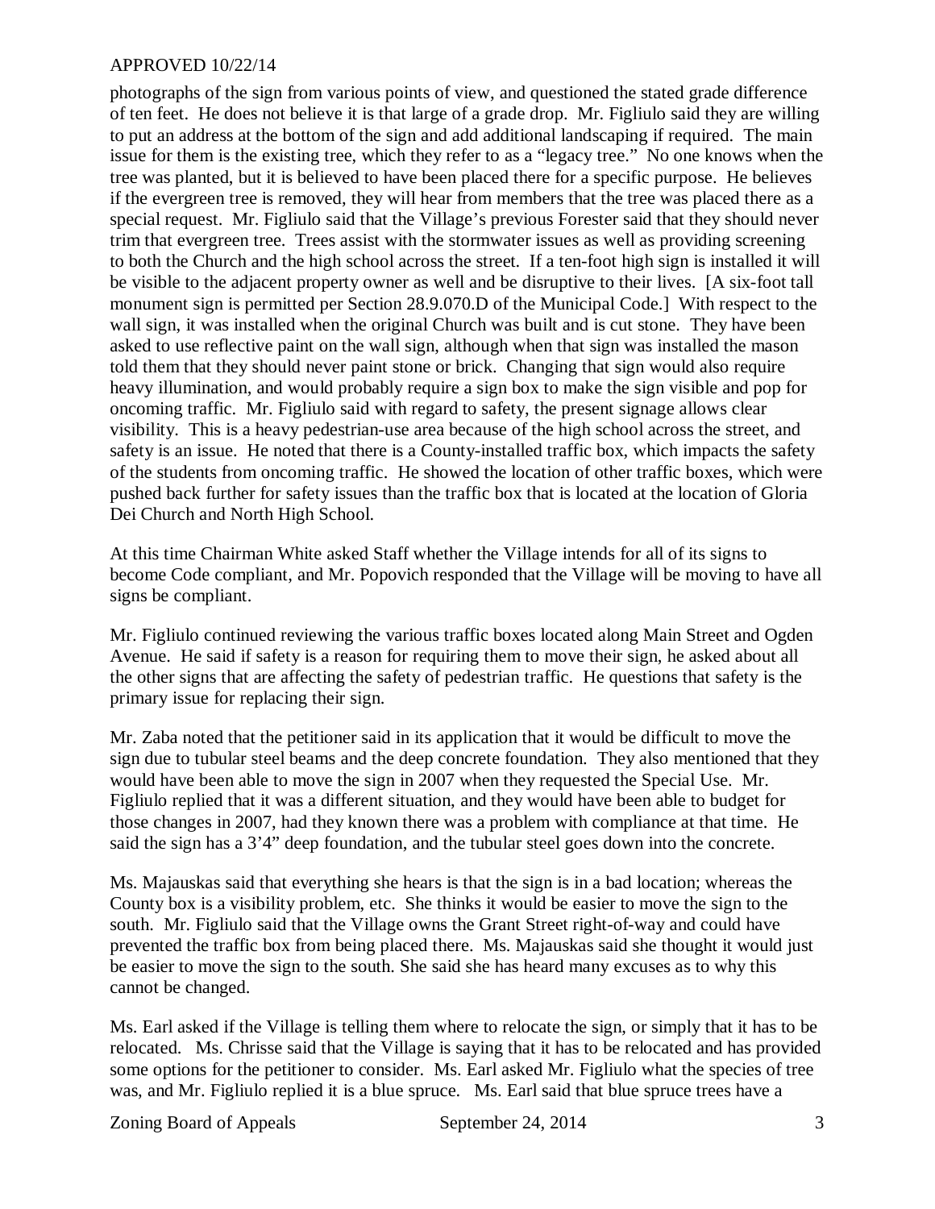photographs of the sign from various points of view, and questioned the stated grade difference of ten feet. He does not believe it is that large of a grade drop. Mr. Figliulo said they are willing to put an address at the bottom of the sign and add additional landscaping if required. The main issue for them is the existing tree, which they refer to as a "legacy tree." No one knows when the tree was planted, but it is believed to have been placed there for a specific purpose. He believes if the evergreen tree is removed, they will hear from members that the tree was placed there as a special request. Mr. Figliulo said that the Village's previous Forester said that they should never trim that evergreen tree. Trees assist with the stormwater issues as well as providing screening to both the Church and the high school across the street. If a ten-foot high sign is installed it will be visible to the adjacent property owner as well and be disruptive to their lives. [A six-foot tall monument sign is permitted per Section 28.9.070.D of the Municipal Code.] With respect to the wall sign, it was installed when the original Church was built and is cut stone. They have been asked to use reflective paint on the wall sign, although when that sign was installed the mason told them that they should never paint stone or brick. Changing that sign would also require heavy illumination, and would probably require a sign box to make the sign visible and pop for oncoming traffic. Mr. Figliulo said with regard to safety, the present signage allows clear visibility. This is a heavy pedestrian-use area because of the high school across the street, and safety is an issue. He noted that there is a County-installed traffic box, which impacts the safety of the students from oncoming traffic. He showed the location of other traffic boxes, which were pushed back further for safety issues than the traffic box that is located at the location of Gloria Dei Church and North High School.

At this time Chairman White asked Staff whether the Village intends for all of its signs to become Code compliant, and Mr. Popovich responded that the Village will be moving to have all signs be compliant.

Mr. Figliulo continued reviewing the various traffic boxes located along Main Street and Ogden Avenue. He said if safety is a reason for requiring them to move their sign, he asked about all the other signs that are affecting the safety of pedestrian traffic. He questions that safety is the primary issue for replacing their sign.

Mr. Zaba noted that the petitioner said in its application that it would be difficult to move the sign due to tubular steel beams and the deep concrete foundation. They also mentioned that they would have been able to move the sign in 2007 when they requested the Special Use. Mr. Figliulo replied that it was a different situation, and they would have been able to budget for those changes in 2007, had they known there was a problem with compliance at that time. He said the sign has a 3'4" deep foundation, and the tubular steel goes down into the concrete.

Ms. Majauskas said that everything she hears is that the sign is in a bad location; whereas the County box is a visibility problem, etc. She thinks it would be easier to move the sign to the south. Mr. Figliulo said that the Village owns the Grant Street right-of-way and could have prevented the traffic box from being placed there. Ms. Majauskas said she thought it would just be easier to move the sign to the south. She said she has heard many excuses as to why this cannot be changed.

Ms. Earl asked if the Village is telling them where to relocate the sign, or simply that it has to be relocated. Ms. Chrisse said that the Village is saying that it has to be relocated and has provided some options for the petitioner to consider. Ms. Earl asked Mr. Figliulo what the species of tree was, and Mr. Figliulo replied it is a blue spruce. Ms. Earl said that blue spruce trees have a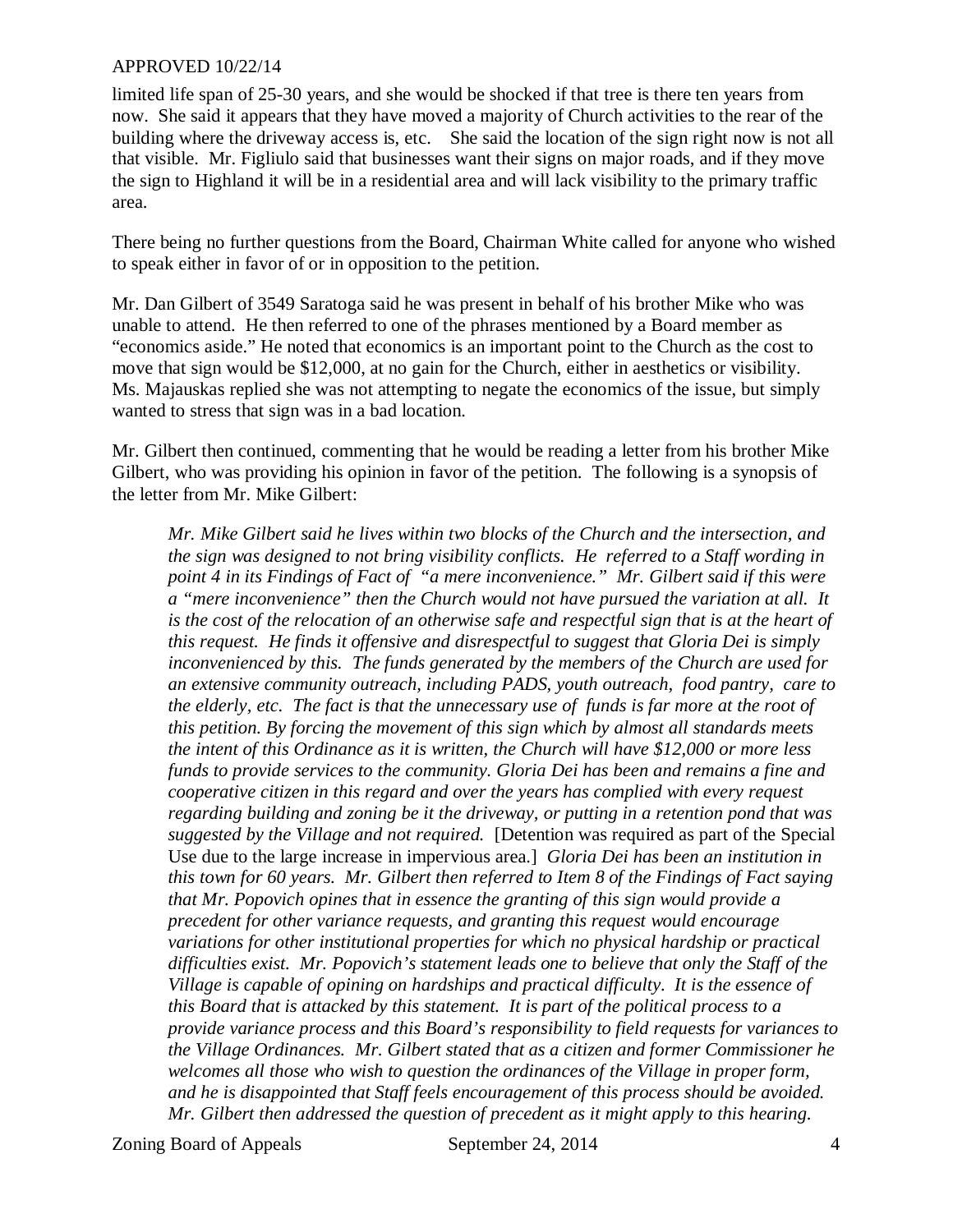limited life span of 25-30 years, and she would be shocked if that tree is there ten years from now. She said it appears that they have moved a majority of Church activities to the rear of the building where the driveway access is, etc. She said the location of the sign right now is not all that visible. Mr. Figliulo said that businesses want their signs on major roads, and if they move the sign to Highland it will be in a residential area and will lack visibility to the primary traffic area.

There being no further questions from the Board, Chairman White called for anyone who wished to speak either in favor of or in opposition to the petition.

Mr. Dan Gilbert of 3549 Saratoga said he was present in behalf of his brother Mike who was unable to attend. He then referred to one of the phrases mentioned by a Board member as "economics aside." He noted that economics is an important point to the Church as the cost to move that sign would be $12,000, at no gain for the Church, either in aesthetics or visibility. Ms. Majauskas replied she was not attempting to negate the economics of the issue, but simply wanted to stress that sign was in a bad location.

Mr. Gilbert then continued, commenting that he would be reading a letter from his brother Mike Gilbert, who was providing his opinion in favor of the petition. The following is a synopsis of the letter from Mr. Mike Gilbert:

> *Mr. Mike Gilbert said he lives within two blocks of the Church and the intersection, and the sign was designed to not bring visibility conflicts. He referred to a Staff wording in point 4 in its Findings of Fact of "a mere inconvenience." Mr. Gilbert said if this were a "mere inconvenience" then the Church would not have pursued the variation at all. It is the cost of the relocation of an otherwise safe and respectful sign that is at the heart of this request. He finds it offensive and disrespectful to suggest that Gloria Dei is simply inconvenienced by this. The funds generated by the members of the Church are used for an extensive community outreach, including PADS, youth outreach, food pantry, care to the elderly, etc. The fact is that the unnecessary use of funds is far more at the root of this petition. By forcing the movement of this sign which by almost all standards meets the intent of this Ordinance as it is written, the Church will have $12,000 or more less funds to provide services to the community. Gloria Dei has been and remains a fine and cooperative citizen in this regard and over the years has complied with every request regarding building and zoning be it the driveway, or putting in a retention pond that was suggested by the Village and not required.* [Detention was required as part of the Special Use due to the large increase in impervious area.] *Gloria Dei has been an institution in this town for 60 years. Mr. Gilbert then referred to Item 8 of the Findings of Fact saying that Mr. Popovich opines that in essence the granting of this sign would provide a precedent for other variance requests, and granting this request would encourage variations for other institutional properties for which no physical hardship or practical difficulties exist. Mr. Popovich's statement leads one to believe that only the Staff of the Village is capable of opining on hardships and practical difficulty. It is the essence of this Board that is attacked by this statement. It is part of the political process to a provide variance process and this Board's responsibility to field requests for variances to the Village Ordinances. Mr. Gilbert stated that as a citizen and former Commissioner he welcomes all those who wish to question the ordinances of the Village in proper form, and he is disappointed that Staff feels encouragement of this process should be avoided. Mr. Gilbert then addressed the question of precedent as it might apply to this hearing.*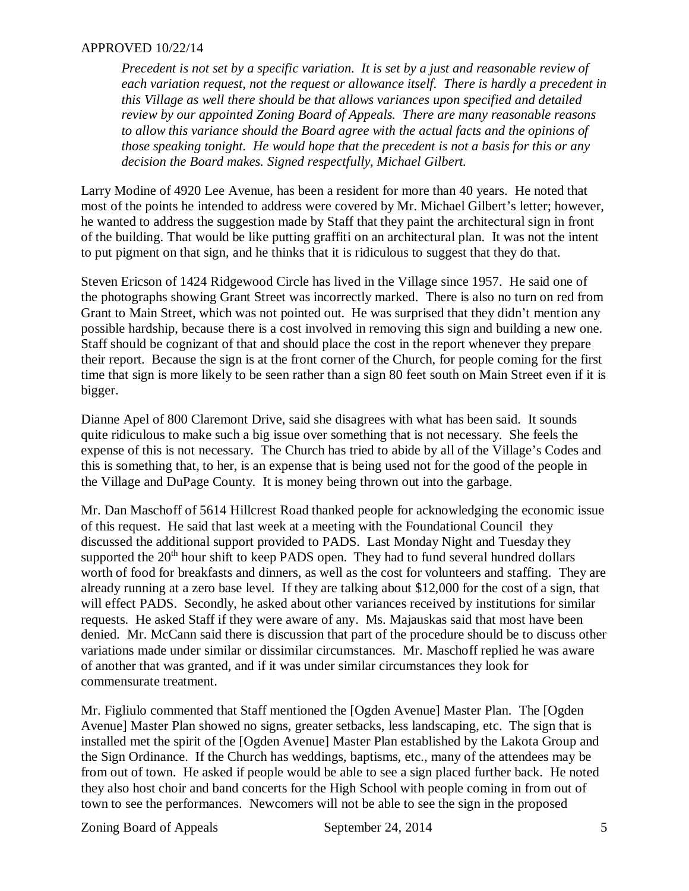*Precedent is not set by a specific variation. It is set by a just and reasonable review of each variation request, not the request or allowance itself. There is hardly a precedent in this Village as well there should be that allows variances upon specified and detailed review by our appointed Zoning Board of Appeals. There are many reasonable reasons to allow this variance should the Board agree with the actual facts and the opinions of those speaking tonight. He would hope that the precedent is not a basis for this or any decision the Board makes. Signed respectfully, Michael Gilbert.*

Larry Modine of 4920 Lee Avenue, has been a resident for more than 40 years. He noted that most of the points he intended to address were covered by Mr. Michael Gilbert's letter; however, he wanted to address the suggestion made by Staff that they paint the architectural sign in front of the building. That would be like putting graffiti on an architectural plan. It was not the intent to put pigment on that sign, and he thinks that it is ridiculous to suggest that they do that.

Steven Ericson of 1424 Ridgewood Circle has lived in the Village since 1957. He said one of the photographs showing Grant Street was incorrectly marked. There is also no turn on red from Grant to Main Street, which was not pointed out. He was surprised that they didn't mention any possible hardship, because there is a cost involved in removing this sign and building a new one. Staff should be cognizant of that and should place the cost in the report whenever they prepare their report. Because the sign is at the front corner of the Church, for people coming for the first time that sign is more likely to be seen rather than a sign 80 feet south on Main Street even if it is bigger.

Dianne Apel of 800 Claremont Drive, said she disagrees with what has been said. It sounds quite ridiculous to make such a big issue over something that is not necessary. She feels the expense of this is not necessary. The Church has tried to abide by all of the Village's Codes and this is something that, to her, is an expense that is being used not for the good of the people in the Village and DuPage County. It is money being thrown out into the garbage.

Mr. Dan Maschoff of 5614 Hillcrest Road thanked people for acknowledging the economic issue of this request. He said that last week at a meeting with the Foundational Council they discussed the additional support provided to PADS. Last Monday Night and Tuesday they supported the 20th hour shift to keep PADS open. They had to fund several hundred dollars worth of food for breakfasts and dinners, as well as the cost for volunteers and staffing. They are already running at a zero base level. If they are talking about $12,000 for the cost of a sign, that will effect PADS. Secondly, he asked about other variances received by institutions for similar requests. He asked Staff if they were aware of any. Ms. Majauskas said that most have been denied. Mr. McCann said there is discussion that part of the procedure should be to discuss other variations made under similar or dissimilar circumstances. Mr. Maschoff replied he was aware of another that was granted, and if it was under similar circumstances they look for commensurate treatment.

Mr. Figliulo commented that Staff mentioned the [Ogden Avenue] Master Plan. The [Ogden Avenue] Master Plan showed no signs, greater setbacks, less landscaping, etc. The sign that is installed met the spirit of the [Ogden Avenue] Master Plan established by the Lakota Group and the Sign Ordinance. If the Church has weddings, baptisms, etc., many of the attendees may be from out of town. He asked if people would be able to see a sign placed further back. He noted they also host choir and band concerts for the High School with people coming in from out of town to see the performances. Newcomers will not be able to see the sign in the proposed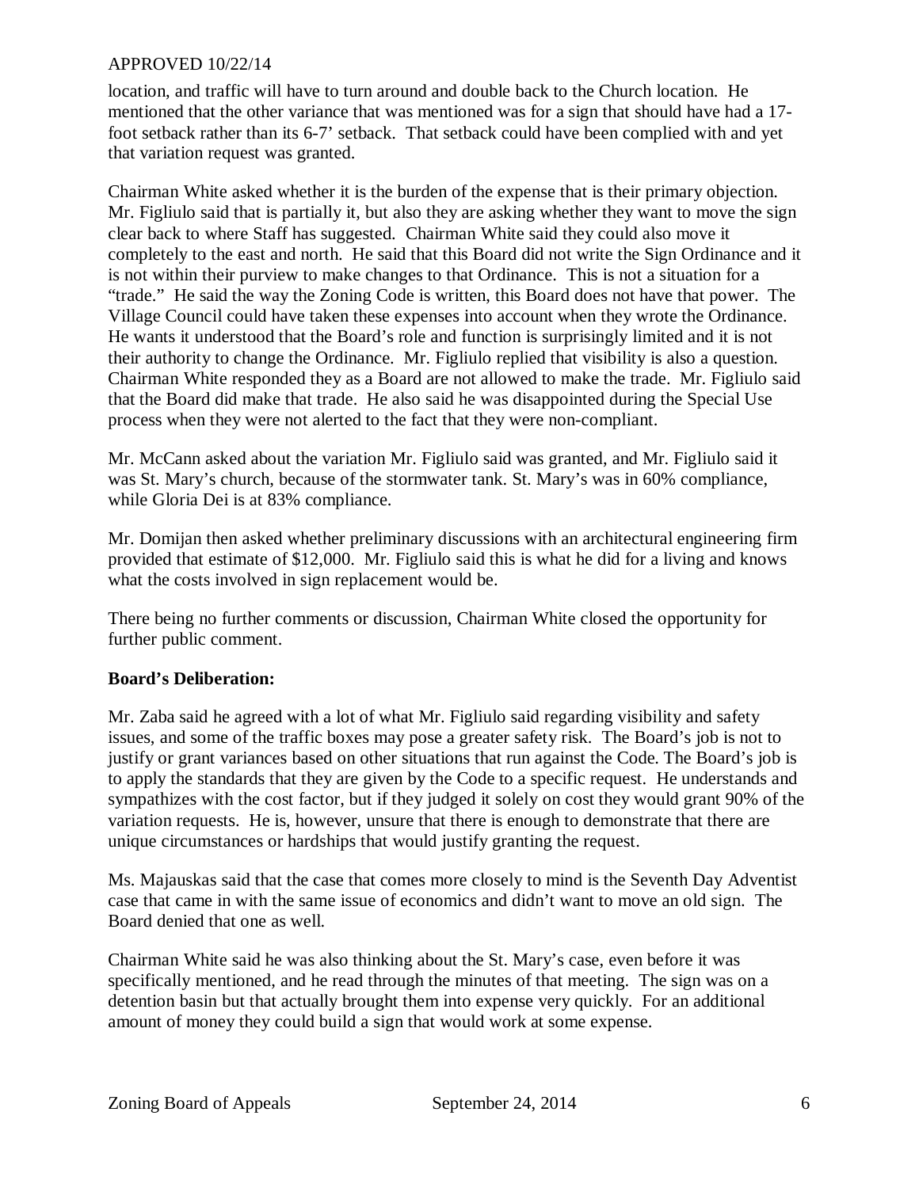location, and traffic will have to turn around and double back to the Church location. He mentioned that the other variance that was mentioned was for a sign that should have had a 17-foot setback rather than its 6-7' setback. That setback could have been complied with and yet that variation request was granted.

Chairman White asked whether it is the burden of the expense that is their primary objection. Mr. Figliulo said that is partially it, but also they are asking whether they want to move the sign clear back to where Staff has suggested. Chairman White said they could also move it completely to the east and north. He said that this Board did not write the Sign Ordinance and it is not within their purview to make changes to that Ordinance. This is not a situation for a "trade." He said the way the Zoning Code is written, this Board does not have that power. The Village Council could have taken these expenses into account when they wrote the Ordinance. He wants it understood that the Board's role and function is surprisingly limited and it is not their authority to change the Ordinance. Mr. Figliulo replied that visibility is also a question. Chairman White responded they as a Board are not allowed to make the trade. Mr. Figliulo said that the Board did make that trade. He also said he was disappointed during the Special Use process when they were not alerted to the fact that they were non-compliant.

Mr. McCann asked about the variation Mr. Figliulo said was granted, and Mr. Figliulo said it was St. Mary's church, because of the stormwater tank. St. Mary's was in 60% compliance, while Gloria Dei is at 83% compliance.

Mr. Domijan then asked whether preliminary discussions with an architectural engineering firm provided that estimate of $12,000. Mr. Figliulo said this is what he did for a living and knows what the costs involved in sign replacement would be.

There being no further comments or discussion, Chairman White closed the opportunity for further public comment.

**Board's Deliberation:**

Mr. Zaba said he agreed with a lot of what Mr. Figliulo said regarding visibility and safety issues, and some of the traffic boxes may pose a greater safety risk. The Board's job is not to justify or grant variances based on other situations that run against the Code. The Board's job is to apply the standards that they are given by the Code to a specific request. He understands and sympathizes with the cost factor, but if they judged it solely on cost they would grant 90% of the variation requests. He is, however, unsure that there is enough to demonstrate that there are unique circumstances or hardships that would justify granting the request.

Ms. Majauskas said that the case that comes more closely to mind is the Seventh Day Adventist case that came in with the same issue of economics and didn't want to move an old sign. The Board denied that one as well.

Chairman White said he was also thinking about the St. Mary's case, even before it was specifically mentioned, and he read through the minutes of that meeting. The sign was on a detention basin but that actually brought them into expense very quickly. For an additional amount of money they could build a sign that would work at some expense.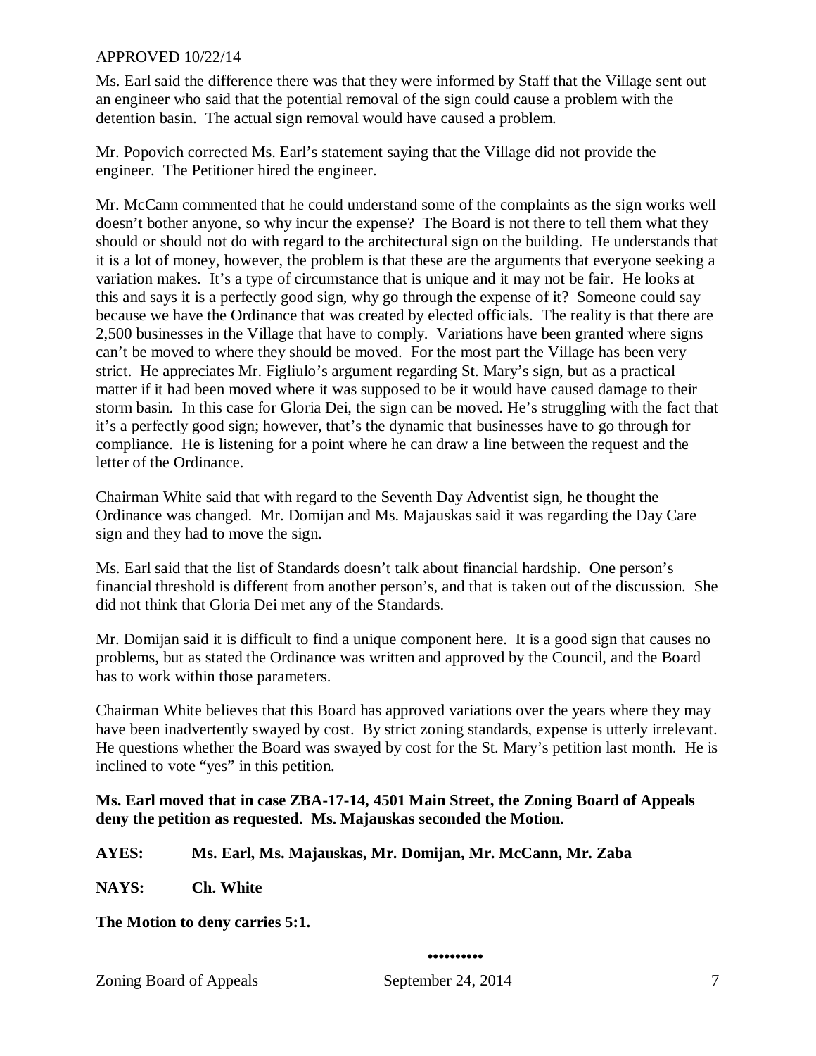Ms. Earl said the difference there was that they were informed by Staff that the Village sent out an engineer who said that the potential removal of the sign could cause a problem with the detention basin. The actual sign removal would have caused a problem.

Mr. Popovich corrected Ms. Earl's statement saying that the Village did not provide the engineer. The Petitioner hired the engineer.

Mr. McCann commented that he could understand some of the complaints as the sign works well doesn't bother anyone, so why incur the expense? The Board is not there to tell them what they should or should not do with regard to the architectural sign on the building. He understands that it is a lot of money, however, the problem is that these are the arguments that everyone seeking a variation makes. It's a type of circumstance that is unique and it may not be fair. He looks at this and says it is a perfectly good sign, why go through the expense of it? Someone could say because we have the Ordinance that was created by elected officials. The reality is that there are 2,500 businesses in the Village that have to comply. Variations have been granted where signs can't be moved to where they should be moved. For the most part the Village has been very strict. He appreciates Mr. Figliulo's argument regarding St. Mary's sign, but as a practical matter if it had been moved where it was supposed to be it would have caused damage to their storm basin. In this case for Gloria Dei, the sign can be moved. He's struggling with the fact that it's a perfectly good sign; however, that's the dynamic that businesses have to go through for compliance. He is listening for a point where he can draw a line between the request and the letter of the Ordinance.

Chairman White said that with regard to the Seventh Day Adventist sign, he thought the Ordinance was changed. Mr. Domijan and Ms. Majauskas said it was regarding the Day Care sign and they had to move the sign.

Ms. Earl said that the list of Standards doesn't talk about financial hardship. One person's financial threshold is different from another person's, and that is taken out of the discussion. She did not think that Gloria Dei met any of the Standards.

Mr. Domijan said it is difficult to find a unique component here. It is a good sign that causes no problems, but as stated the Ordinance was written and approved by the Council, and the Board has to work within those parameters.

Chairman White believes that this Board has approved variations over the years where they may have been inadvertently swayed by cost. By strict zoning standards, expense is utterly irrelevant. He questions whether the Board was swayed by cost for the St. Mary's petition last month. He is inclined to vote "yes" in this petition.

**Ms. Earl moved that in case ZBA-17-14, 4501 Main Street, the Zoning Board of Appeals deny the petition as requested. Ms. Majauskas seconded the Motion.**

**AYES: Ms. Earl, Ms. Majauskas, Mr. Domijan, Mr. McCann, Mr. Zaba**

**NAYS: Ch. White**

**The Motion to deny carries 5:1.**

**••••••••••**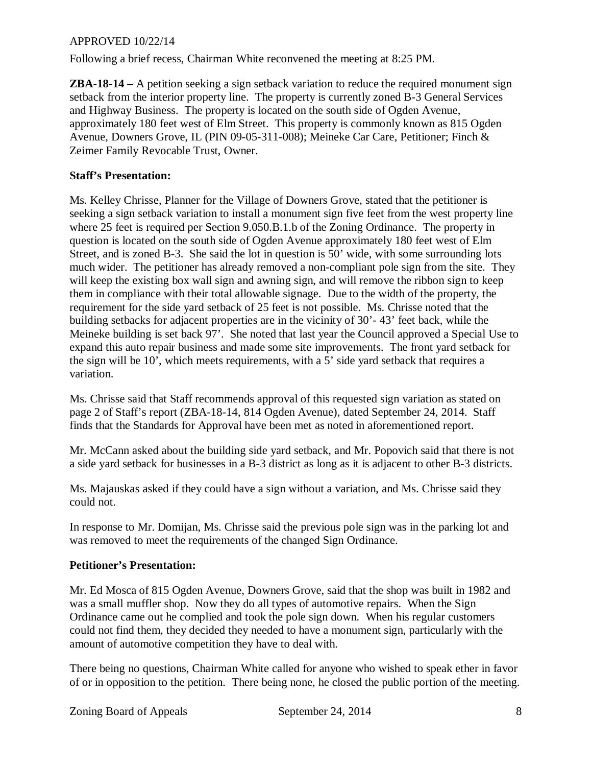APPROVED 10/22/14

Following a brief recess, Chairman White reconvened the meeting at 8:25 PM.

**ZBA-18-14 –** A petition seeking a sign setback variation to reduce the required monument sign setback from the interior property line. The property is currently zoned B-3 General Services and Highway Business. The property is located on the south side of Ogden Avenue, approximately 180 feet west of Elm Street. This property is commonly known as 815 Ogden Avenue, Downers Grove, IL (PIN 09-05-311-008); Meineke Car Care, Petitioner; Finch & Zeimer Family Revocable Trust, Owner.

**Staff's Presentation:**

Ms. Kelley Chrisse, Planner for the Village of Downers Grove, stated that the petitioner is seeking a sign setback variation to install a monument sign five feet from the west property line where 25 feet is required per Section 9.050.B.1.b of the Zoning Ordinance. The property in question is located on the south side of Ogden Avenue approximately 180 feet west of Elm Street, and is zoned B-3. She said the lot in question is 50' wide, with some surrounding lots much wider. The petitioner has already removed a non-compliant pole sign from the site. They will keep the existing box wall sign and awning sign, and will remove the ribbon sign to keep them in compliance with their total allowable signage. Due to the width of the property, the requirement for the side yard setback of 25 feet is not possible. Ms. Chrisse noted that the building setbacks for adjacent properties are in the vicinity of 30'- 43' feet back, while the Meineke building is set back 97'. She noted that last year the Council approved a Special Use to expand this auto repair business and made some site improvements. The front yard setback for the sign will be 10', which meets requirements, with a 5' side yard setback that requires a variation.

Ms. Chrisse said that Staff recommends approval of this requested sign variation as stated on page 2 of Staff's report (ZBA-18-14, 814 Ogden Avenue), dated September 24, 2014. Staff finds that the Standards for Approval have been met as noted in aforementioned report.

Mr. McCann asked about the building side yard setback, and Mr. Popovich said that there is not a side yard setback for businesses in a B-3 district as long as it is adjacent to other B-3 districts.

Ms. Majauskas asked if they could have a sign without a variation, and Ms. Chrisse said they could not.

In response to Mr. Domijan, Ms. Chrisse said the previous pole sign was in the parking lot and was removed to meet the requirements of the changed Sign Ordinance.

**Petitioner's Presentation:**

Mr. Ed Mosca of 815 Ogden Avenue, Downers Grove, said that the shop was built in 1982 and was a small muffler shop. Now they do all types of automotive repairs. When the Sign Ordinance came out he complied and took the pole sign down. When his regular customers could not find them, they decided they needed to have a monument sign, particularly with the amount of automotive competition they have to deal with.

There being no questions, Chairman White called for anyone who wished to speak ether in favor of or in opposition to the petition. There being none, he closed the public portion of the meeting.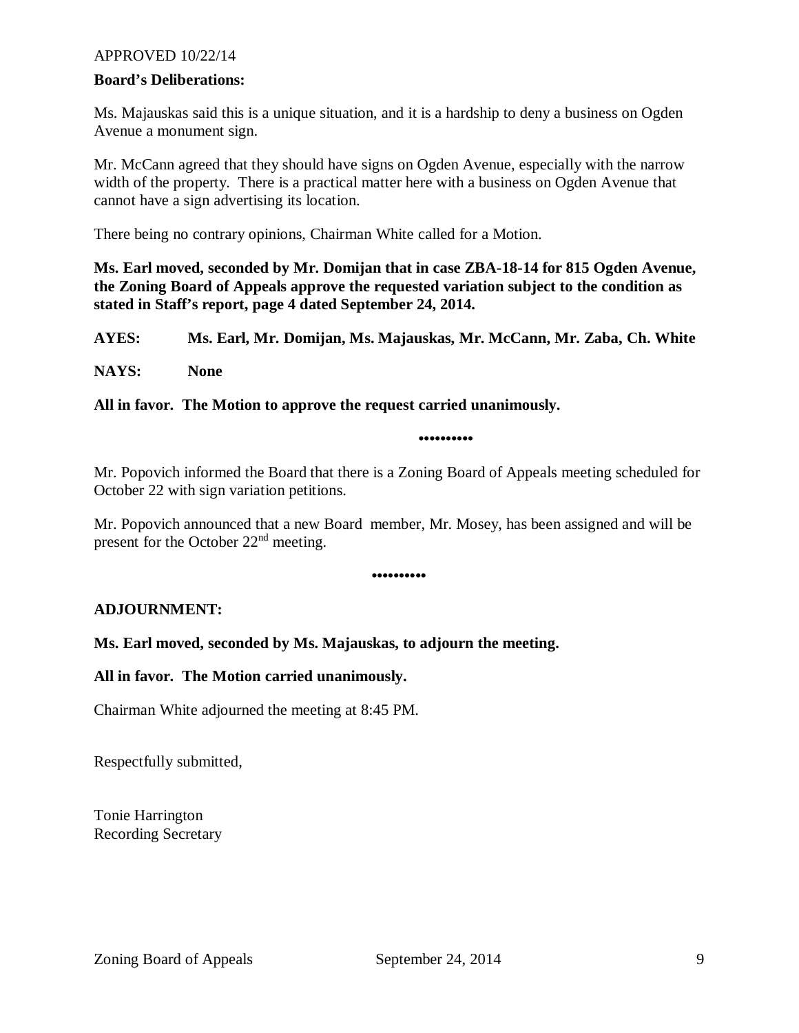APPROVED 10/22/14

**Board's Deliberations:**

Ms. Majauskas said this is a unique situation, and it is a hardship to deny a business on Ogden Avenue a monument sign.

Mr. McCann agreed that they should have signs on Ogden Avenue, especially with the narrow width of the property. There is a practical matter here with a business on Ogden Avenue that cannot have a sign advertising its location.

There being no contrary opinions, Chairman White called for a Motion.

**Ms. Earl moved, seconded by Mr. Domijan that in case ZBA-18-14 for 815 Ogden Avenue, the Zoning Board of Appeals approve the requested variation subject to the condition as stated in Staff's report, page 4 dated September 24, 2014.**

**AYES: Ms. Earl, Mr. Domijan, Ms. Majauskas, Mr. McCann, Mr. Zaba, Ch. White**

**NAYS: None**

**All in favor. The Motion to approve the request carried unanimously.**

•••••••••

Mr. Popovich informed the Board that there is a Zoning Board of Appeals meeting scheduled for October 22 with sign variation petitions.

Mr. Popovich announced that a new Board member, Mr. Mosey, has been assigned and will be present for the October 22nd meeting.

•••••••••

**ADJOURNMENT:**

**Ms. Earl moved, seconded by Ms. Majauskas, to adjourn the meeting.**

**All in favor. The Motion carried unanimously.**

Chairman White adjourned the meeting at 8:45 PM.

Respectfully submitted,

Tonie Harrington
Recording Secretary